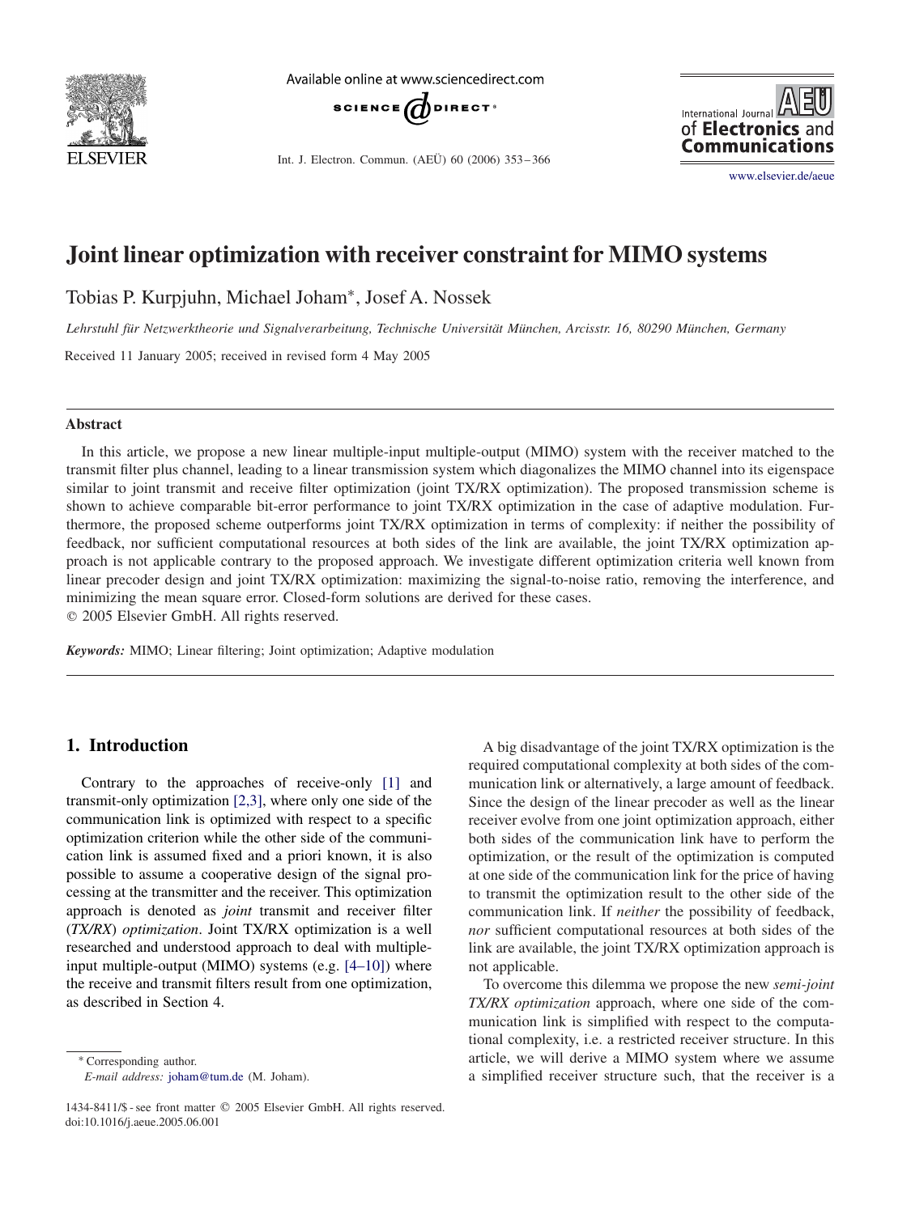# Joint linear optimization with receiver constraint for MIMO systems

Tobias P. Kurpjuhn, Michael Joham*, Josef A. Nossek

*Lehrstuhl für Netzwerktheorie und Signalverarbeitung, Technische Universität München, Arcisstr. 16, 80290 München, Germany*

Received 11 January 2005; received in revised form 4 May 2005

## Abstract

In this article, we propose a new linear multiple-input multiple-output (MIMO) system with the receiver matched to the transmit filter plus channel, leading to a linear transmission system which diagonalizes the MIMO channel into its eigenspace similar to joint transmit and receive filter optimization (joint TX/RX optimization). The proposed transmission scheme is shown to achieve comparable bit-error performance to joint TX/RX optimization in the case of adaptive modulation. Furthermore, the proposed scheme outperforms joint TX/RX optimization in terms of complexity: if neither the possibility of feedback, nor sufficient computational resources at both sides of the link are available, the joint TX/RX optimization approach is not applicable contrary to the proposed approach. We investigate different optimization criteria well known from linear precoder design and joint TX/RX optimization: maximizing the signal-to-noise ratio, removing the interference, and minimizing the mean square error. Closed-form solutions are derived for these cases.

© 2005 Elsevier GmbH. All rights reserved.

***Keywords:*** MIMO; Linear filtering; Joint optimization; Adaptive modulation

## 1. Introduction

Contrary to the approaches of receive-only [1] and transmit-only optimization [2,3], where only one side of the communication link is optimized with respect to a specific optimization criterion while the other side of the communication link is assumed fixed and a priori known, it is also possible to assume a cooperative design of the signal processing at the transmitter and the receiver. This optimization approach is denoted as *joint* transmit and receiver filter (*TX/RX*) *optimization*. Joint TX/RX optimization is a well researched and understood approach to deal with multiple-input multiple-output (MIMO) systems (e.g. [4–10]) where the receive and transmit filters result from one optimization, as described in Section 4.

A big disadvantage of the joint TX/RX optimization is the required computational complexity at both sides of the communication link or alternatively, a large amount of feedback. Since the design of the linear precoder as well as the linear receiver evolve from one joint optimization approach, either both sides of the communication link have to perform the optimization, or the result of the optimization is computed at one side of the communication link for the price of having to transmit the optimization result to the other side of the communication link. If *neither* the possibility of feedback, *nor* sufficient computational resources at both sides of the link are available, the joint TX/RX optimization approach is not applicable.

To overcome this dilemma we propose the new *semi-joint TX/RX optimization* approach, where one side of the communication link is simplified with respect to the computational complexity, i.e. a restricted receiver structure. In this article, we will derive a MIMO system where we assume a simplified receiver structure such, that the receiver is a

* Corresponding author.
*E-mail address:* johamr@tum.de (M. Joham).

1434-8411/$ - see front matter © 2005 Elsevier GmbH. All rights reserved.
doi:10.1016/j.aeue.2005.06.001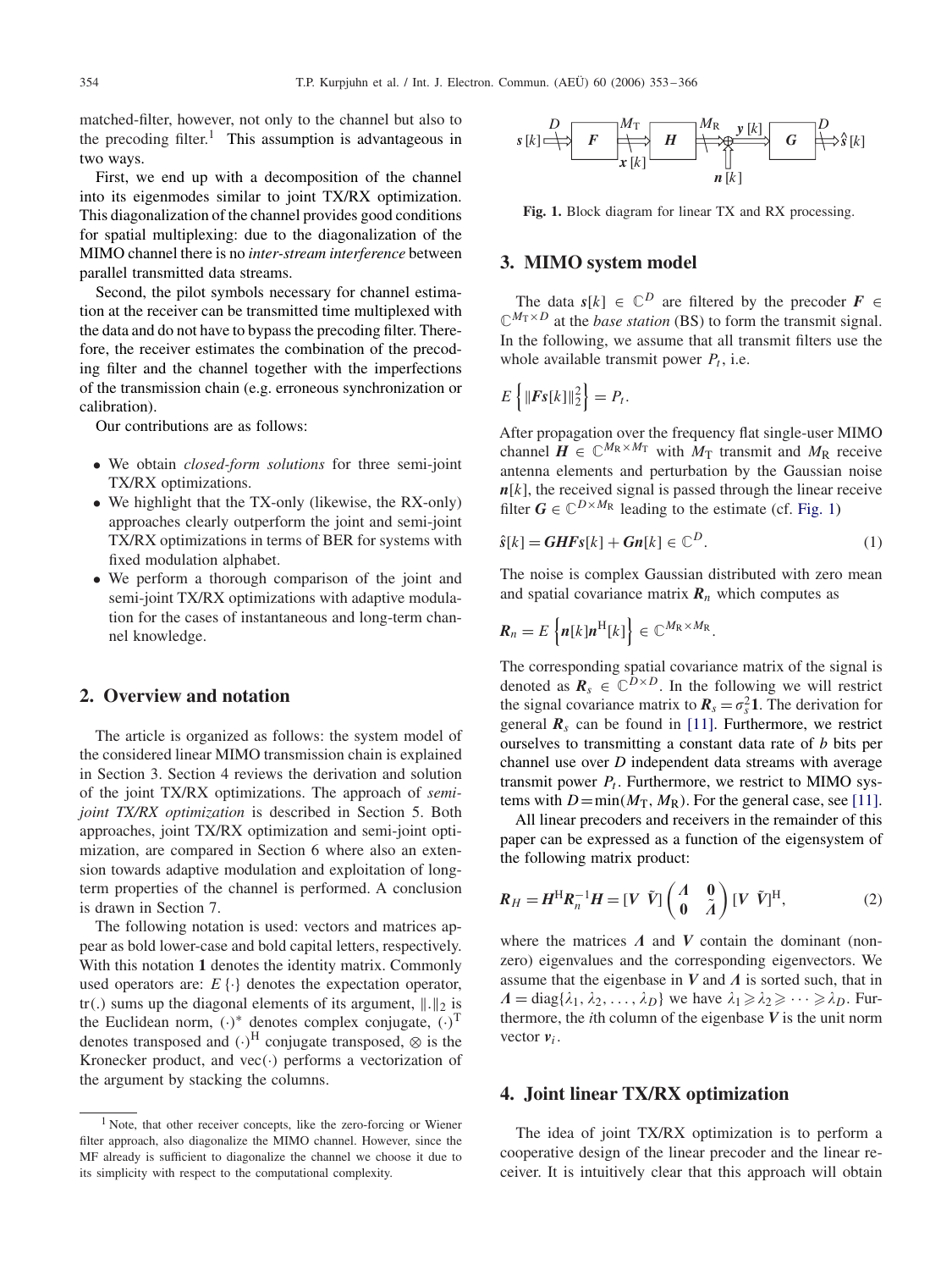matched-filter, however, not only to the channel but also to the precoding filter.[1] This assumption is advantageous in two ways.

First, we end up with a decomposition of the channel into its eigenmodes similar to joint TX/RX optimization. This diagonalization of the channel provides good conditions for spatial multiplexing: due to the diagonalization of the MIMO channel there is no *inter-stream interference* between parallel transmitted data streams.

Second, the pilot symbols necessary for channel estimation at the receiver can be transmitted time multiplexed with the data and do not have to bypass the precoding filter. Therefore, the receiver estimates the combination of the precoding filter and the channel together with the imperfections of the transmission chain (e.g. erroneous synchronization or calibration).

Our contributions are as follows:

- We obtain *closed-form solutions* for three semi-joint TX/RX optimizations.
- We highlight that the TX-only (likewise, the RX-only) approaches clearly outperform the joint and semi-joint TX/RX optimizations in terms of BER for systems with fixed modulation alphabet.
- We perform a thorough comparison of the joint and semi-joint TX/RX optimizations with adaptive modulation for the cases of instantaneous and long-term channel knowledge.

## 2. Overview and notation

The article is organized as follows: the system model of the considered linear MIMO transmission chain is explained in Section 3. Section 4 reviews the derivation and solution of the joint TX/RX optimizations. The approach of *semi-joint TX/RX optimization* is described in Section 5. Both approaches, joint TX/RX optimization and semi-joint optimization, are compared in Section 6 where also an extension towards adaptive modulation and exploitation of long-term properties of the channel is performed. A conclusion is drawn in Section 7.

The following notation is used: vectors and matrices appear as bold lower-case and bold capital letters, respectively. With this notation $\mathbf{1}$ denotes the identity matrix. Commonly used operators are: $E\{\cdot\}$ denotes the expectation operator, $\mathrm{tr}(.)$ sums up the diagonal elements of its argument, $\|.\|_2$ is the Euclidean norm, $(\cdot)^*$ denotes complex conjugate, $(\cdot)^{\mathrm{T}}$ denotes transposed and $(\cdot)^{\mathrm{H}}$ conjugate transposed, $\otimes$ is the Kronecker product, and $\mathrm{vec}(\cdot)$ performs a vectorization of the argument by stacking the columns.

[1] Note, that other receiver concepts, like the zero-forcing or Wiener filter approach, also diagonalize the MIMO channel. However, since the MF already is sufficient to diagonalize the channel we choose it due to its simplicity with respect to the computational complexity.

$D$ $\boldsymbol{s}[k]$ $\boldsymbol{F}$ $M_{\mathrm{T}}$ $\boldsymbol{x}[k]$ $\boldsymbol{H}$ $M_{\mathrm{R}}$ $\boldsymbol{y}[k]$ $\boldsymbol{n}[k]$ $\boldsymbol{G}$ $D$ $\hat{\boldsymbol{s}}[k]$

**Fig. 1.** Block diagram for linear TX and RX processing.

## 3. MIMO system model

The data $\boldsymbol{s}[k] \in \mathbb{C}^{D}$ are filtered by the precoder $\boldsymbol{F} \in \mathbb{C}^{M_{\mathrm{T}} \times D}$ at the *base station* (BS) to form the transmit signal. In the following, we assume that all transmit filters use the whole available transmit power $P_t$, i.e.

$$E\left\{\|\boldsymbol{F}\boldsymbol{s}[k]\|_2^2\right\} = P_t.$$

After propagation over the frequency flat single-user MIMO channel $\boldsymbol{H} \in \mathbb{C}^{M_{\mathrm{R}} \times M_{\mathrm{T}}}$ with $M_{\mathrm{T}}$ transmit and $M_{\mathrm{R}}$ receive antenna elements and perturbation by the Gaussian noise $\boldsymbol{n}[k]$, the received signal is passed through the linear receive filter $\boldsymbol{G} \in \mathbb{C}^{D \times M_{\mathrm{R}}}$ leading to the estimate (cf. Fig. 1)

$$\hat{\boldsymbol{s}}[k] = \boldsymbol{G}\boldsymbol{H}\boldsymbol{F}\boldsymbol{s}[k] + \boldsymbol{G}\boldsymbol{n}[k] \in \mathbb{C}^{D}. \tag{1}$$

The noise is complex Gaussian distributed with zero mean and spatial covariance matrix $\boldsymbol{R}_n$ which computes as

$$\boldsymbol{R}_n = E\left\{\boldsymbol{n}[k]\boldsymbol{n}^{\mathrm{H}}[k]\right\} \in \mathbb{C}^{M_{\mathrm{R}} \times M_{\mathrm{R}}}.$$

The corresponding spatial covariance matrix of the signal is denoted as $\boldsymbol{R}_s \in \mathbb{C}^{D \times D}$. In the following we will restrict the signal covariance matrix to $\boldsymbol{R}_s = \sigma_s^2 \mathbf{1}$. The derivation for general $\boldsymbol{R}_s$ can be found in [11]. Furthermore, we restrict ourselves to transmitting a constant data rate of $b$ bits per channel use over $D$ independent data streams with average transmit power $P_t$. Furthermore, we restrict to MIMO systems with $D = \min(M_{\mathrm{T}}, M_{\mathrm{R}})$. For the general case, see [11].

All linear precoders and receivers in the remainder of this paper can be expressed as a function of the eigensystem of the following matrix product:

$$\boldsymbol{R}_H = \boldsymbol{H}^{\mathrm{H}}\boldsymbol{R}_n^{-1}\boldsymbol{H} = [\boldsymbol{V}\ \tilde{\boldsymbol{V}}] \begin{pmatrix} \boldsymbol{\Lambda} & \mathbf{0} \\ \mathbf{0} & \tilde{\boldsymbol{\Lambda}} \end{pmatrix} [\boldsymbol{V}\ \tilde{\boldsymbol{V}}]^{\mathrm{H}}, \tag{2}$$

where the matrices $\boldsymbol{\Lambda}$ and $\boldsymbol{V}$ contain the dominant (non-zero) eigenvalues and the corresponding eigenvectors. We assume that the eigenbase in $\boldsymbol{V}$ and $\boldsymbol{\Lambda}$ is sorted such, that in $\boldsymbol{\Lambda} = \mathrm{diag}\{\lambda_1, \lambda_2, \ldots, \lambda_D\}$ we have $\lambda_1 \geqslant \lambda_2 \geqslant \cdots \geqslant \lambda_D$. Furthermore, the $i$th column of the eigenbase $\boldsymbol{V}$ is the unit norm vector $\boldsymbol{v}_i$.

## 4. Joint linear TX/RX optimization

The idea of joint TX/RX optimization is to perform a cooperative design of the linear precoder and the linear receiver. It is intuitively clear that this approach will obtain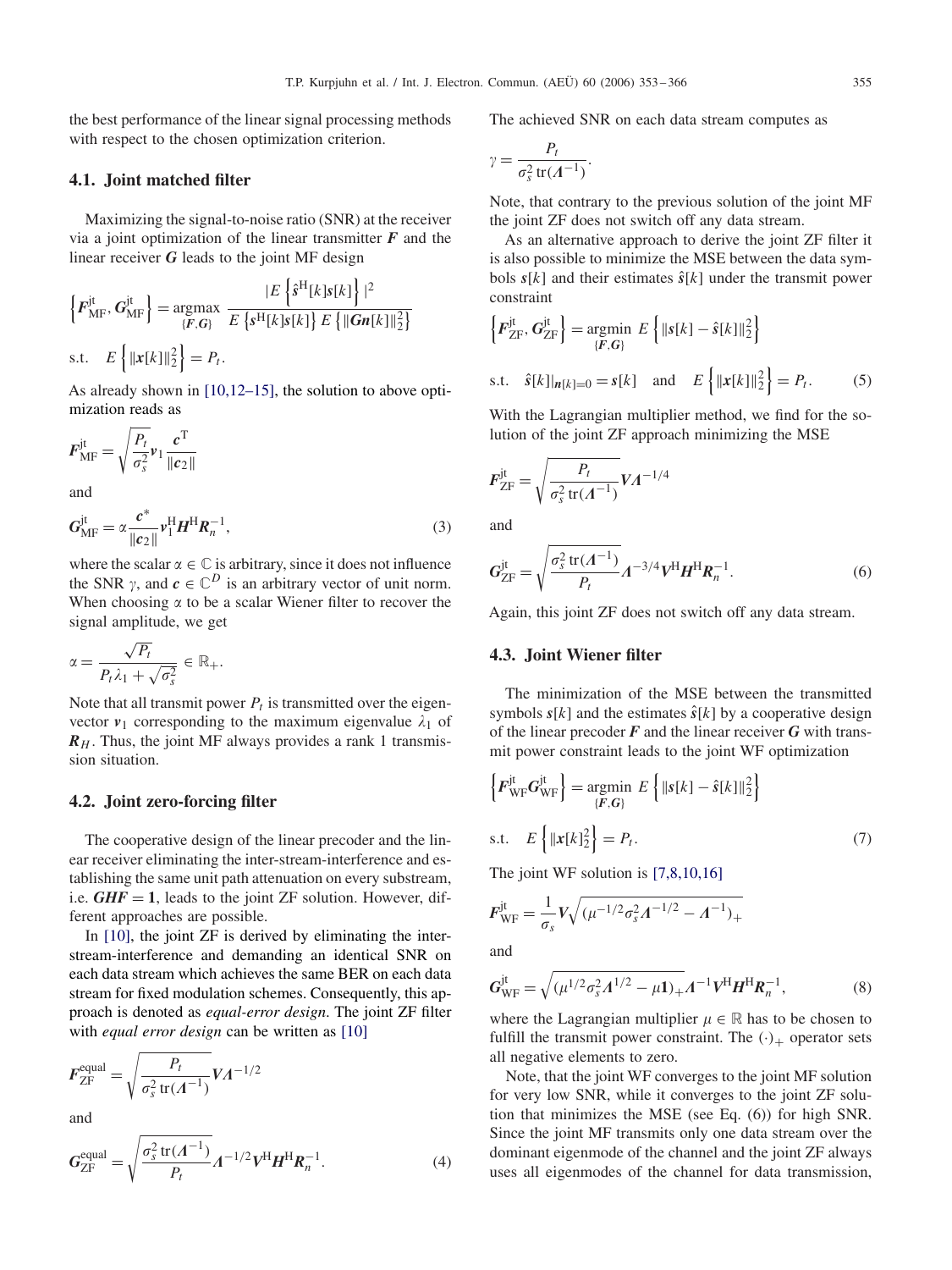the best performance of the linear signal processing methods with respect to the chosen optimization criterion.

### 4.1. Joint matched filter

Maximizing the signal-to-noise ratio (SNR) at the receiver via a joint optimization of the linear transmitter $\boldsymbol{F}$ and the linear receiver $\boldsymbol{G}$ leads to the joint MF design

$$\left\{ \boldsymbol{F}_{\mathrm{MF}}^{\mathrm{jt}}, \boldsymbol{G}_{\mathrm{MF}}^{\mathrm{jt}} \right\} = \underset{\{\boldsymbol{F},\boldsymbol{G}\}}{\operatorname{argmax}} \frac{|E\left\{ \hat{\boldsymbol{s}}^{\mathrm{H}}[k]\boldsymbol{s}[k] \right\}|^2}{E\left\{ \boldsymbol{s}^{\mathrm{H}}[k]\boldsymbol{s}[k] \right\} E\left\{ \|\boldsymbol{G}\boldsymbol{n}[k]\|_2^2 \right\}}$$

$$\text{s.t.} \quad E\left\{ \|\boldsymbol{x}[k]\|_2^2 \right\} = P_t.$$

As already shown in [10,12–15], the solution to above optimization reads as

$$\boldsymbol{F}_{\mathrm{MF}}^{\mathrm{jt}} = \sqrt{\frac{P_t}{\sigma_s^2}} \boldsymbol{v}_1 \frac{\boldsymbol{c}^{\mathrm{T}}}{\|\boldsymbol{c}_2\|}$$

and

$$\boldsymbol{G}_{\mathrm{MF}}^{\mathrm{jt}} = \alpha \frac{\boldsymbol{c}^*}{\|\boldsymbol{c}_2\|} \boldsymbol{v}_1^{\mathrm{H}} \boldsymbol{H}^{\mathrm{H}} \boldsymbol{R}_n^{-1}, \tag{3}$$

where the scalar $\alpha \in \mathbb{C}$ is arbitrary, since it does not influence the SNR $\gamma$, and $\boldsymbol{c} \in \mathbb{C}^D$ is an arbitrary vector of unit norm. When choosing $\alpha$ to be a scalar Wiener filter to recover the signal amplitude, we get

$$\alpha = \frac{\sqrt{P_t}}{P_t \lambda_1 + \sqrt{\sigma_s^2}} \in \mathbb{R}_+.$$

Note that all transmit power $P_t$ is transmitted over the eigenvector $\boldsymbol{v}_1$ corresponding to the maximum eigenvalue $\lambda_1$ of $\boldsymbol{R}_H$. Thus, the joint MF always provides a rank 1 transmission situation.

### 4.2. Joint zero-forcing filter

The cooperative design of the linear precoder and the linear receiver eliminating the inter-stream-interference and establishing the same unit path attenuation on every substream, i.e. $\boldsymbol{GHF} = \mathbf{1}$, leads to the joint ZF solution. However, different approaches are possible.

In [10], the joint ZF is derived by eliminating the inter-stream-interference and demanding an identical SNR on each data stream which achieves the same BER on each data stream for fixed modulation schemes. Consequently, this approach is denoted as *equal-error design*. The joint ZF filter with *equal error design* can be written as [10]

$$\boldsymbol{F}_{\mathrm{ZF}}^{\mathrm{equal}} = \sqrt{\frac{P_t}{\sigma_s^2 \operatorname{tr}(\boldsymbol{\Lambda}^{-1})}} \boldsymbol{V} \boldsymbol{\Lambda}^{-1/2}$$

and

$$\boldsymbol{G}_{\mathrm{ZF}}^{\mathrm{equal}} = \sqrt{\frac{\sigma_s^2 \operatorname{tr}(\boldsymbol{\Lambda}^{-1})}{P_t}} \boldsymbol{\Lambda}^{-1/2} \boldsymbol{V}^{\mathrm{H}} \boldsymbol{H}^{\mathrm{H}} \boldsymbol{R}_n^{-1}. \tag{4}$$

The achieved SNR on each data stream computes as

$$\gamma = \frac{P_t}{\sigma_s^2 \operatorname{tr}(\boldsymbol{\Lambda}^{-1})}.$$

Note, that contrary to the previous solution of the joint MF the joint ZF does not switch off any data stream.

As an alternative approach to derive the joint ZF filter it is also possible to minimize the MSE between the data symbols $\boldsymbol{s}[k]$ and their estimates $\hat{\boldsymbol{s}}[k]$ under the transmit power constraint

$$\left\{ \boldsymbol{F}_{\mathrm{ZF}}^{\mathrm{jt}}, \boldsymbol{G}_{\mathrm{ZF}}^{\mathrm{jt}} \right\} = \underset{\{\boldsymbol{F},\boldsymbol{G}\}}{\operatorname{argmin}} \; E\left\{ \|\boldsymbol{s}[k] - \hat{\boldsymbol{s}}[k]\|_2^2 \right\}$$

$$\text{s.t.} \quad \hat{\boldsymbol{s}}[k]|_{\boldsymbol{n}[k]=0} = \boldsymbol{s}[k] \quad \text{and} \quad E\left\{ \|\boldsymbol{x}[k]\|_2^2 \right\} = P_t. \tag{5}$$

With the Lagrangian multiplier method, we find for the solution of the joint ZF approach minimizing the MSE

$$\boldsymbol{F}_{\mathrm{ZF}}^{\mathrm{jt}} = \sqrt{\frac{P_t}{\sigma_s^2 \operatorname{tr}(\boldsymbol{\Lambda}^{-1})}} \boldsymbol{V} \boldsymbol{\Lambda}^{-1/4}$$

and

$$\boldsymbol{G}_{\mathrm{ZF}}^{\mathrm{jt}} = \sqrt{\frac{\sigma_s^2 \operatorname{tr}(\boldsymbol{\Lambda}^{-1})}{P_t}} \boldsymbol{\Lambda}^{-3/4} \boldsymbol{V}^{\mathrm{H}} \boldsymbol{H}^{\mathrm{H}} \boldsymbol{R}_n^{-1}. \tag{6}$$

Again, this joint ZF does not switch off any data stream.

### 4.3. Joint Wiener filter

The minimization of the MSE between the transmitted symbols $\boldsymbol{s}[k]$ and the estimates $\hat{\boldsymbol{s}}[k]$ by a cooperative design of the linear precoder $\boldsymbol{F}$ and the linear receiver $\boldsymbol{G}$ with transmit power constraint leads to the joint WF optimization

$$\left\{ \boldsymbol{F}_{\mathrm{WF}}^{\mathrm{jt}} \boldsymbol{G}_{\mathrm{WF}}^{\mathrm{jt}} \right\} = \underset{\{\boldsymbol{F},\boldsymbol{G}\}}{\operatorname{argmin}} \; E\left\{ \|\boldsymbol{s}[k] - \hat{\boldsymbol{s}}[k]\|_2^2 \right\}$$

$$\text{s.t.} \quad E\left\{ \|\boldsymbol{x}[k]_2^2 \right\} = P_t. \tag{7}$$

The joint WF solution is [7,8,10,16]

$$\boldsymbol{F}_{\mathrm{WF}}^{\mathrm{jt}} = \frac{1}{\sigma_s} \boldsymbol{V} \sqrt{(\mu^{-1/2} \sigma_s^2 \boldsymbol{\Lambda}^{-1/2} - \boldsymbol{\Lambda}^{-1})_+}$$

and

$$\boldsymbol{G}_{\mathrm{WF}}^{\mathrm{jt}} = \sqrt{(\mu^{1/2} \sigma_s^2 \boldsymbol{\Lambda}^{1/2} - \mu \mathbf{1})_+} \boldsymbol{\Lambda}^{-1} \boldsymbol{V}^{\mathrm{H}} \boldsymbol{H}^{\mathrm{H}} \boldsymbol{R}_n^{-1}, \tag{8}$$

where the Lagrangian multiplier $\mu \in \mathbb{R}$ has to be chosen to fulfill the transmit power constraint. The $(\cdot)_+$ operator sets all negative elements to zero.

Note, that the joint WF converges to the joint MF solution for very low SNR, while it converges to the joint ZF solution that minimizes the MSE (see Eq. (6)) for high SNR. Since the joint MF transmits only one data stream over the dominant eigenmode of the channel and the joint ZF always uses all eigenmodes of the channel for data transmission,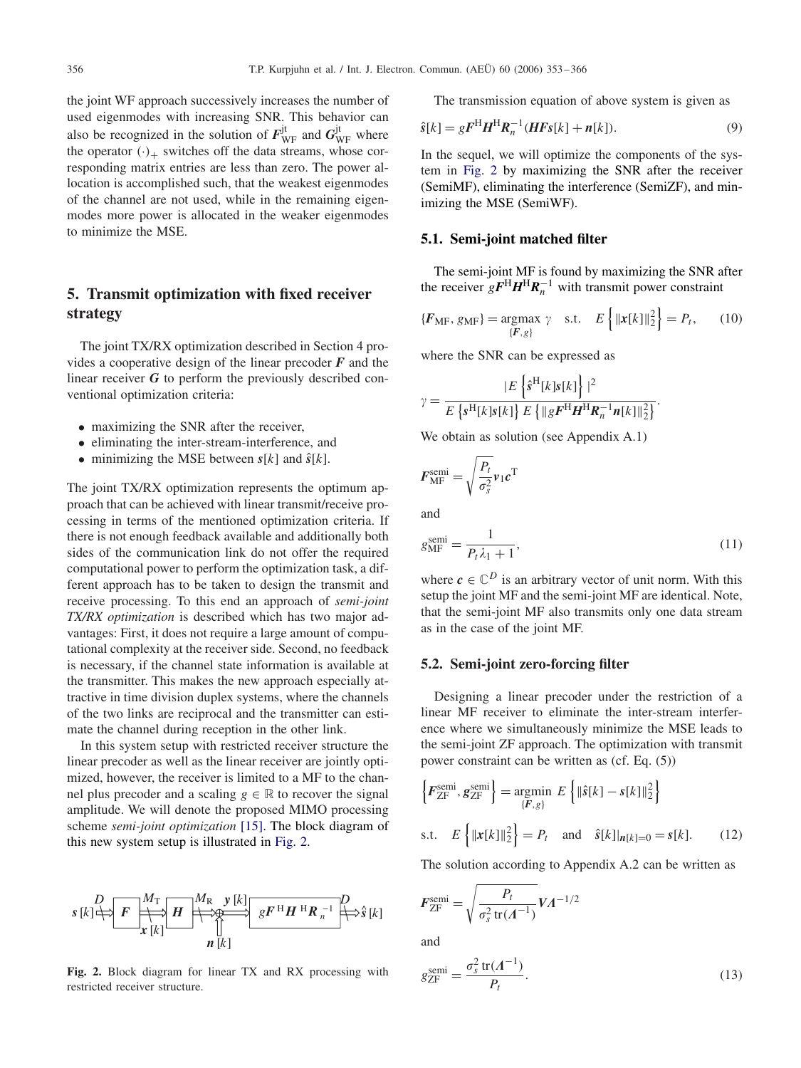the joint WF approach successively increases the number of used eigenmodes with increasing SNR. This behavior can also be recognized in the solution of $\boldsymbol{F}_{\mathrm{WF}}^{\mathrm{jt}}$ and $\boldsymbol{G}_{\mathrm{WF}}^{\mathrm{jt}}$ where the operator $(\cdot)_+$ switches off the data streams, whose corresponding matrix entries are less than zero. The power allocation is accomplished such, that the weakest eigenmodes of the channel are not used, while in the remaining eigenmodes more power is allocated in the weaker eigenmodes to minimize the MSE.

## 5. Transmit optimization with fixed receiver strategy

The joint TX/RX optimization described in Section 4 provides a cooperative design of the linear precoder $\boldsymbol{F}$ and the linear receiver $\boldsymbol{G}$ to perform the previously described conventional optimization criteria:

- maximizing the SNR after the receiver,
- eliminating the inter-stream-interference, and
- minimizing the MSE between $\boldsymbol{s}[k]$ and $\hat{\boldsymbol{s}}[k]$.

The joint TX/RX optimization represents the optimum approach that can be achieved with linear transmit/receive processing in terms of the mentioned optimization criteria. If there is not enough feedback available and additionally both sides of the communication link do not offer the required computational power to perform the optimization task, a different approach has to be taken to design the transmit and receive processing. To this end an approach of *semi-joint TX/RX optimization* is described which has two major advantages: First, it does not require a large amount of computational complexity at the receiver side. Second, no feedback is necessary, if the channel state information is available at the transmitter. This makes the new approach especially attractive in time division duplex systems, where the channels of the two links are reciprocal and the transmitter can estimate the channel during reception in the other link.

In this system setup with restricted receiver structure the linear precoder as well as the linear receiver are jointly optimized, however, the receiver is limited to a MF to the channel plus precoder and a scaling $g \in \mathbb{R}$ to recover the signal amplitude. We will denote the proposed MIMO processing scheme *semi-joint optimization* [15]. The block diagram of this new system setup is illustrated in Fig. 2.

D
$M_\mathrm{T}$
$M_\mathrm{R}$
$\boldsymbol{y}[k]$
D
$\boldsymbol{s}[k]$
$\boldsymbol{F}$
$\boldsymbol{H}$
$g\boldsymbol{F}^{\mathrm{H}}\boldsymbol{H}^{\mathrm{H}}\boldsymbol{R}_n^{-1}$
$\hat{\boldsymbol{s}}[k]$
$\boldsymbol{x}[k]$
$\boldsymbol{n}[k]$

**Fig. 2.** Block diagram for linear TX and RX processing with restricted receiver structure.

The transmission equation of above system is given as

$$\hat{\boldsymbol{s}}[k] = g\boldsymbol{F}^{\mathrm{H}}\boldsymbol{H}^{\mathrm{H}}\boldsymbol{R}_n^{-1}(\boldsymbol{H}\boldsymbol{F}\boldsymbol{s}[k] + \boldsymbol{n}[k]). \tag{9}$$

In the sequel, we will optimize the components of the system in Fig. 2 by maximizing the SNR after the receiver (SemiMF), eliminating the interference (SemiZF), and minimizing the MSE (SemiWF).

### 5.1. Semi-joint matched filter

The semi-joint MF is found by maximizing the SNR after the receiver $g\boldsymbol{F}^{\mathrm{H}}\boldsymbol{H}^{\mathrm{H}}\boldsymbol{R}_n^{-1}$ with transmit power constraint

$$\{\boldsymbol{F}_{\mathrm{MF}}, g_{\mathrm{MF}}\} = \underset{\{\boldsymbol{F},g\}}{\operatorname{argmax}}\ \gamma \quad \text{s.t.} \quad E\left\{\|\boldsymbol{x}[k]\|_2^2\right\} = P_t, \tag{10}$$

where the SNR can be expressed as

$$\gamma = \frac{|E\left\{\hat{\boldsymbol{s}}^{\mathrm{H}}[k]\boldsymbol{s}[k]\right\}|^2}{E\left\{\boldsymbol{s}^{\mathrm{H}}[k]\boldsymbol{s}[k]\right\}E\left\{\|g\boldsymbol{F}^{\mathrm{H}}\boldsymbol{H}^{\mathrm{H}}\boldsymbol{R}_n^{-1}\boldsymbol{n}[k]\|_2^2\right\}}.$$

We obtain as solution (see Appendix A.1)

$$\boldsymbol{F}_{\mathrm{MF}}^{\mathrm{semi}} = \sqrt{\frac{P_t}{\sigma_s^2}}\boldsymbol{v}_1\boldsymbol{c}^{\mathrm{T}}$$

and

$$g_{\mathrm{MF}}^{\mathrm{semi}} = \frac{1}{P_t\lambda_1 + 1}, \tag{11}$$

where $\boldsymbol{c} \in \mathbb{C}^D$ is an arbitrary vector of unit norm. With this setup the joint MF and the semi-joint MF are identical. Note, that the semi-joint MF also transmits only one data stream as in the case of the joint MF.

### 5.2. Semi-joint zero-forcing filter

Designing a linear precoder under the restriction of a linear MF receiver to eliminate the inter-stream interference where we simultaneously minimize the MSE leads to the semi-joint ZF approach. The optimization with transmit power constraint can be written as (cf. Eq. (5))

$$\left\{\boldsymbol{F}_{\mathrm{ZF}}^{\mathrm{semi}}, g_{\mathrm{ZF}}^{\mathrm{semi}}\right\} = \underset{\{\boldsymbol{F},g\}}{\operatorname{argmin}}\ E\left\{\|\hat{\boldsymbol{s}}[k] - \boldsymbol{s}[k]\|_2^2\right\}$$

$$\text{s.t.} \quad E\left\{\|\boldsymbol{x}[k]\|_2^2\right\} = P_t \quad \text{and} \quad \hat{\boldsymbol{s}}[k]|_{\boldsymbol{n}[k]=0} = \boldsymbol{s}[k]. \tag{12}$$

The solution according to Appendix A.2 can be written as

$$\boldsymbol{F}_{\mathrm{ZF}}^{\mathrm{semi}} = \sqrt{\frac{P_t}{\sigma_s^2\,\mathrm{tr}(\boldsymbol{\Lambda}^{-1})}}\boldsymbol{V}\boldsymbol{\Lambda}^{-1/2}$$

and

$$g_{\mathrm{ZF}}^{\mathrm{semi}} = \frac{\sigma_s^2\,\mathrm{tr}(\boldsymbol{\Lambda}^{-1})}{P_t}. \tag{13}$$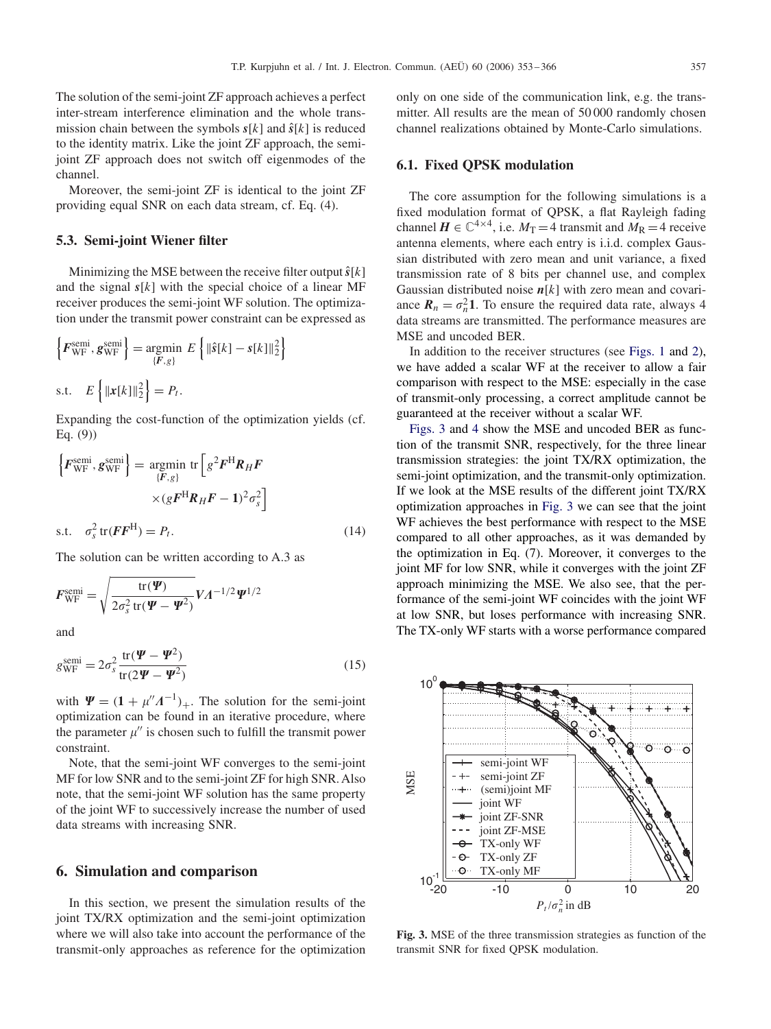The solution of the semi-joint ZF approach achieves a perfect inter-stream interference elimination and the whole transmission chain between the symbols $\boldsymbol{s}[k]$ and $\hat{\boldsymbol{s}}[k]$ is reduced to the identity matrix. Like the joint ZF approach, the semi-joint ZF approach does not switch off eigenmodes of the channel.

Moreover, the semi-joint ZF is identical to the joint ZF providing equal SNR on each data stream, cf. Eq. (4).

### 5.3. Semi-joint Wiener filter

Minimizing the MSE between the receive filter output $\hat{\boldsymbol{s}}[k]$ and the signal $\boldsymbol{s}[k]$ with the special choice of a linear MF receiver produces the semi-joint WF solution. The optimization under the transmit power constraint can be expressed as

$$\left\{\boldsymbol{F}_{\mathrm{WF}}^{\mathrm{semi}}, \boldsymbol{g}_{\mathrm{WF}}^{\mathrm{semi}}\right\} = \underset{\{\boldsymbol{F},g\}}{\operatorname{argmin}}\ E\left\{\|\hat{\boldsymbol{s}}[k]-\boldsymbol{s}[k]\|_2^2\right\}$$

$$\text{s.t.} \quad E\left\{\|\boldsymbol{x}[k]\|_2^2\right\} = P_t.$$

Expanding the cost-function of the optimization yields (cf. Eq. (9))

$$\left\{\boldsymbol{F}_{\mathrm{WF}}^{\mathrm{semi}}, \boldsymbol{g}_{\mathrm{WF}}^{\mathrm{semi}}\right\} = \underset{\{\boldsymbol{F},g\}}{\operatorname{argmin}}\ \operatorname{tr}\Big[g^2\boldsymbol{F}^{\mathrm{H}}\boldsymbol{R}_H\boldsymbol{F} \times (g\boldsymbol{F}^{\mathrm{H}}\boldsymbol{R}_H\boldsymbol{F}-\mathbf{1})^2\sigma_s^2\Big]$$

$$\text{s.t.} \quad \sigma_s^2\operatorname{tr}(\boldsymbol{F}\boldsymbol{F}^{\mathrm{H}}) = P_t. \tag{14}$$

The solution can be written according to A.3 as

$$\boldsymbol{F}_{\mathrm{WF}}^{\mathrm{semi}} = \sqrt{\frac{\operatorname{tr}(\boldsymbol{\Psi})}{2\sigma_s^2\operatorname{tr}(\boldsymbol{\Psi}-\boldsymbol{\Psi}^2)}}\boldsymbol{V}\boldsymbol{\Lambda}^{-1/2}\boldsymbol{\Psi}^{1/2}$$

and

$$g_{\mathrm{WF}}^{\mathrm{semi}} = 2\sigma_s^2\frac{\operatorname{tr}(\boldsymbol{\Psi}-\boldsymbol{\Psi}^2)}{\operatorname{tr}(2\boldsymbol{\Psi}-\boldsymbol{\Psi}^2)} \tag{15}$$

with $\boldsymbol{\Psi} = (\mathbf{1}+\mu''\boldsymbol{\Lambda}^{-1})_+$. The solution for the semi-joint optimization can be found in an iterative procedure, where the parameter $\mu''$ is chosen such to fulfill the transmit power constraint.

Note, that the semi-joint WF converges to the semi-joint MF for low SNR and to the semi-joint ZF for high SNR. Also note, that the semi-joint WF solution has the same property of the joint WF to successively increase the number of used data streams with increasing SNR.

## 6. Simulation and comparison

In this section, we present the simulation results of the joint TX/RX optimization and the semi-joint optimization where we will also take into account the performance of the transmit-only approaches as reference for the optimization only on one side of the communication link, e.g. the transmitter. All results are the mean of 50 000 randomly chosen channel realizations obtained by Monte-Carlo simulations.

### 6.1. Fixed QPSK modulation

The core assumption for the following simulations is a fixed modulation format of QPSK, a flat Rayleigh fading channel $\boldsymbol{H} \in \mathbb{C}^{4\times4}$, i.e. $M_{\mathrm{T}} = 4$ transmit and $M_{\mathrm{R}} = 4$ receive antenna elements, where each entry is i.i.d. complex Gaussian distributed with zero mean and unit variance, a fixed transmission rate of 8 bits per channel use, and complex Gaussian distributed noise $\boldsymbol{n}[k]$ with zero mean and covariance $\boldsymbol{R}_n = \sigma_n^2\mathbf{1}$. To ensure the required data rate, always 4 data streams are transmitted. The performance measures are MSE and uncoded BER.

In addition to the receiver structures (see Figs. 1 and 2), we have added a scalar WF at the receiver to allow a fair comparison with respect to the MSE: especially in the case of transmit-only processing, a correct amplitude cannot be guaranteed at the receiver without a scalar WF.

Figs. 3 and 4 show the MSE and uncoded BER as function of the transmit SNR, respectively, for the three linear transmission strategies: the joint TX/RX optimization, the semi-joint optimization, and the transmit-only optimization. If we look at the MSE results of the different joint TX/RX optimization approaches in Fig. 3 we can see that the joint WF achieves the best performance with respect to the MSE compared to all other approaches, as it was demanded by the optimization in Eq. (7). Moreover, it converges to the joint MF for low SNR, while it converges with the joint ZF approach minimizing the MSE. We also see, that the performance of the semi-joint WF coincides with the joint WF at low SNR, but loses performance with increasing SNR. The TX-only WF starts with a worse performance compared

MSE

$10^0$

$10^{-1}$

-20 -10 0 10 20

$P_t/\sigma_n^2$ in dB

semi-joint WF
semi-joint ZF
(semi)joint MF
joint WF
joint ZF-SNR
joint ZF-MSE
TX-only WF
TX-only ZF
TX-only MF

**Fig. 3.** MSE of the three transmission strategies as function of the transmit SNR for fixed QPSK modulation.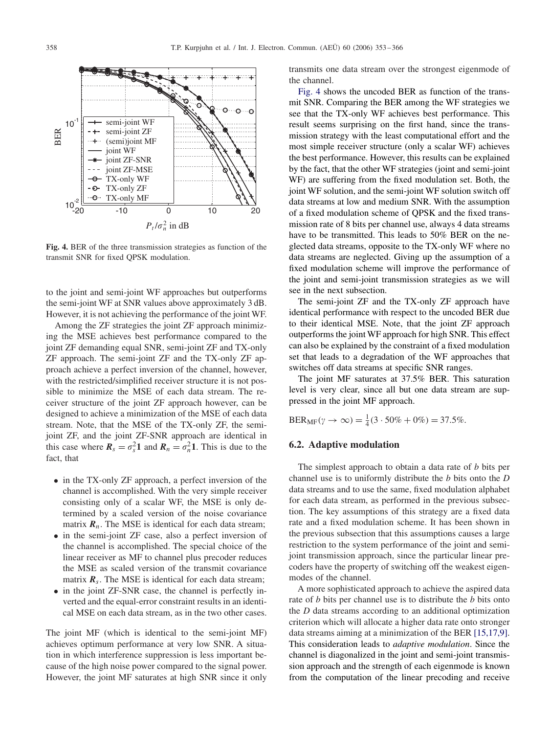BER

$10^{-1}$

$10^{-2}$

-20 -10 0 10 20

$P_t/\sigma_n^2$ in dB

semi-joint WF
semi-joint ZF
(semi)joint MF
joint WF
joint ZF-SNR
joint ZF-MSE
TX-only WF
TX-only ZF
TX-only MF

**Fig. 4.** BER of the three transmission strategies as function of the transmit SNR for fixed QPSK modulation.

to the joint and semi-joint WF approaches but outperforms the semi-joint WF at SNR values above approximately 3 dB. However, it is not achieving the performance of the joint WF.

Among the ZF strategies the joint ZF approach minimizing the MSE achieves best performance compared to the joint ZF demanding equal SNR, semi-joint ZF and TX-only ZF approach. The semi-joint ZF and the TX-only ZF approach achieve a perfect inversion of the channel, however, with the restricted/simplified receiver structure it is not possible to minimize the MSE of each data stream. The receiver structure of the joint ZF approach however, can be designed to achieve a minimization of the MSE of each data stream. Note, that the MSE of the TX-only ZF, the semi-joint ZF, and the joint ZF-SNR approach are identical in this case where $\boldsymbol{R}_s = \sigma_s^2 \mathbf{1}$ and $\boldsymbol{R}_n = \sigma_n^2 \mathbf{1}$. This is due to the fact, that

- in the TX-only ZF approach, a perfect inversion of the channel is accomplished. With the very simple receiver consisting only of a scalar WF, the MSE is only determined by a scaled version of the noise covariance matrix $\boldsymbol{R}_n$. The MSE is identical for each data stream;
- in the semi-joint ZF case, also a perfect inversion of the channel is accomplished. The special choice of the linear receiver as MF to channel plus precoder reduces the MSE as scaled version of the transmit covariance matrix $\boldsymbol{R}_s$. The MSE is identical for each data stream;
- in the joint ZF-SNR case, the channel is perfectly inverted and the equal-error constraint results in an identical MSE on each data stream, as in the two other cases.

The joint MF (which is identical to the semi-joint MF) achieves optimum performance at very low SNR. A situation in which interference suppression is less important because of the high noise power compared to the signal power. However, the joint MF saturates at high SNR since it only transmits one data stream over the strongest eigenmode of the channel.

Fig. 4 shows the uncoded BER as function of the transmit SNR. Comparing the BER among the WF strategies we see that the TX-only WF achieves best performance. This result seems surprising on the first hand, since the transmission strategy with the least computational effort and the most simple receiver structure (only a scalar WF) achieves the best performance. However, this results can be explained by the fact, that the other WF strategies (joint and semi-joint WF) are suffering from the fixed modulation set. Both, the joint WF solution, and the semi-joint WF solution switch off data streams at low and medium SNR. With the assumption of a fixed modulation scheme of QPSK and the fixed transmission rate of 8 bits per channel use, always 4 data streams have to be transmitted. This leads to 50% BER on the neglected data streams, opposite to the TX-only WF where no data streams are neglected. Giving up the assumption of a fixed modulation scheme will improve the performance of the joint and semi-joint transmission strategies as we will see in the next subsection.

The semi-joint ZF and the TX-only ZF approach have identical performance with respect to the uncoded BER due to their identical MSE. Note, that the joint ZF approach outperforms the joint WF approach for high SNR. This effect can also be explained by the constraint of a fixed modulation set that leads to a degradation of the WF approaches that switches off data streams at specific SNR ranges.

The joint MF saturates at 37.5% BER. This saturation level is very clear, since all but one data stream are suppressed in the joint MF approach.

$$\text{BER}_{\text{MF}}(\gamma \to \infty) = \tfrac{1}{4}(3 \cdot 50\% + 0\%) = 37.5\%.$$

### 6.2. Adaptive modulation

The simplest approach to obtain a data rate of $b$ bits per channel use is to uniformly distribute the $b$ bits onto the $D$ data streams and to use the same, fixed modulation alphabet for each data stream, as performed in the previous subsection. The key assumptions of this strategy are a fixed data rate and a fixed modulation scheme. It has been shown in the previous subsection that this assumptions causes a large restriction to the system performance of the joint and semi-joint transmission approach, since the particular linear precoders have the property of switching off the weakest eigenmodes of the channel.

A more sophisticated approach to achieve the aspired data rate of $b$ bits per channel use is to distribute the $b$ bits onto the $D$ data streams according to an additional optimization criterion which will allocate a higher data rate onto stronger data streams aiming at a minimization of the BER [15,17,9]. This consideration leads to *adaptive modulation*. Since the channel is diagonalized in the joint and semi-joint transmission approach and the strength of each eigenmode is known from the computation of the linear precoding and receive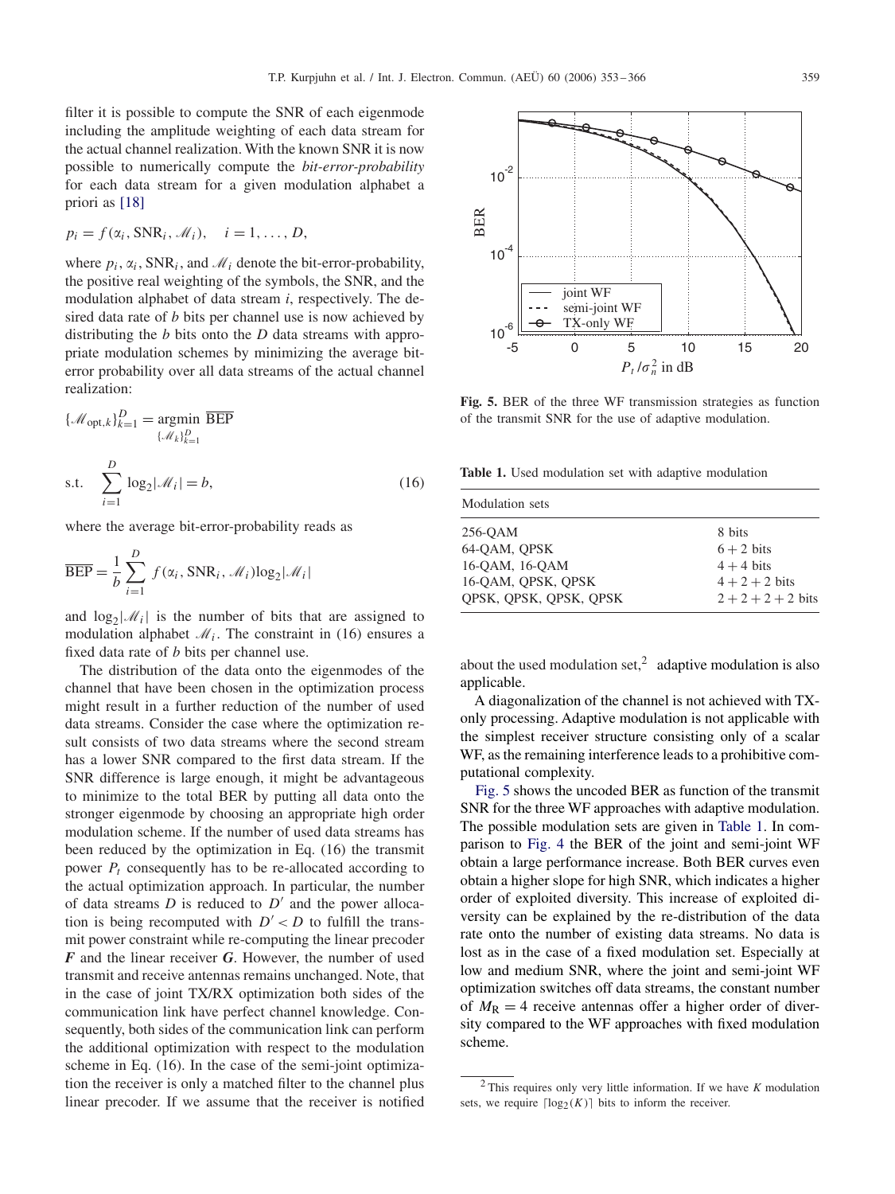filter it is possible to compute the SNR of each eigenmode including the amplitude weighting of each data stream for the actual channel realization. With the known SNR it is now possible to numerically compute the *bit-error-probability* for each data stream for a given modulation alphabet a priori as [18]

$$p_i = f(\alpha_i, \mathrm{SNR}_i, \mathscr{M}_i), \quad i = 1, \ldots, D,$$

where $p_i$, $\alpha_i$, $\mathrm{SNR}_i$, and $\mathscr{M}_i$ denote the bit-error-probability, the positive real weighting of the symbols, the SNR, and the modulation alphabet of data stream $i$, respectively. The desired data rate of $b$ bits per channel use is now achieved by distributing the $b$ bits onto the $D$ data streams with appropriate modulation schemes by minimizing the average bit-error probability over all data streams of the actual channel realization:

$$\{\mathscr{M}_{\mathrm{opt},k}\}_{k=1}^{D} = \underset{\{\mathscr{M}_k\}_{k=1}^{D}}{\operatorname{argmin}} \ \overline{\mathrm{BEP}}$$

$$\text{s.t.} \quad \sum_{i=1}^{D} \log_2 |\mathscr{M}_i| = b, \tag{16}$$

where the average bit-error-probability reads as

$$\overline{\mathrm{BEP}} = \frac{1}{b} \sum_{i=1}^{D} f(\alpha_i, \mathrm{SNR}_i, \mathscr{M}_i) \log_2 |\mathscr{M}_i|$$

and $\log_2|\mathscr{M}_i|$ is the number of bits that are assigned to modulation alphabet $\mathscr{M}_i$. The constraint in (16) ensures a fixed data rate of $b$ bits per channel use.

The distribution of the data onto the eigenmodes of the channel that have been chosen in the optimization process might result in a further reduction of the number of used data streams. Consider the case where the optimization result consists of two data streams where the second stream has a lower SNR compared to the first data stream. If the SNR difference is large enough, it might be advantageous to minimize to the total BER by putting all data onto the stronger eigenmode by choosing an appropriate high order modulation scheme. If the number of used data streams has been reduced by the optimization in Eq. (16) the transmit power $P_t$ consequently has to be re-allocated according to the actual optimization approach. In particular, the number of data streams $D$ is reduced to $D'$ and the power allocation is being recomputed with $D' < D$ to fulfill the transmit power constraint while re-computing the linear precoder $\boldsymbol{F}$ and the linear receiver $\boldsymbol{G}$. However, the number of used transmit and receive antennas remains unchanged. Note, that in the case of joint TX/RX optimization both sides of the communication link have perfect channel knowledge. Consequently, both sides of the communication link can perform the additional optimization with respect to the modulation scheme in Eq. (16). In the case of the semi-joint optimization the receiver is only a matched filter to the channel plus linear precoder. If we assume that the receiver is notified about the used modulation set,[2] adaptive modulation is also applicable.

A diagonalization of the channel is not achieved with TX-only processing. Adaptive modulation is not applicable with the simplest receiver structure consisting only of a scalar WF, as the remaining interference leads to a prohibitive computational complexity.

Fig. 5 shows the uncoded BER as function of the transmit SNR for the three WF approaches with adaptive modulation. The possible modulation sets are given in Table 1. In comparison to Fig. 4 the BER of the joint and semi-joint WF obtain a large performance increase. Both BER curves even obtain a higher slope for high SNR, which indicates a higher order of exploited diversity. This increase of exploited diversity can be explained by the re-distribution of the data rate onto the number of existing data streams. No data is lost as in the case of a fixed modulation set. Especially at low and medium SNR, where the joint and semi-joint WF optimization switches off data streams, the constant number of $M_R = 4$ receive antennas offer a higher order of diversity compared to the WF approaches with fixed modulation scheme.

**Fig. 5.** BER of the three WF transmission strategies as function of the transmit SNR for the use of adaptive modulation.

**Table 1.** Used modulation set with adaptive modulation

| Modulation sets | |
|---|---|
| 256-QAM | 8 bits |
| 64-QAM, QPSK | $6+2$ bits |
| 16-QAM, 16-QAM | $4+4$ bits |
| 16-QAM, QPSK, QPSK | $4+2+2$ bits |
| QPSK, QPSK, QPSK, QPSK | $2+2+2+2$ bits |

[2] This requires only very little information. If we have $K$ modulation sets, we require $\lceil \log_2(K) \rceil$ bits to inform the receiver.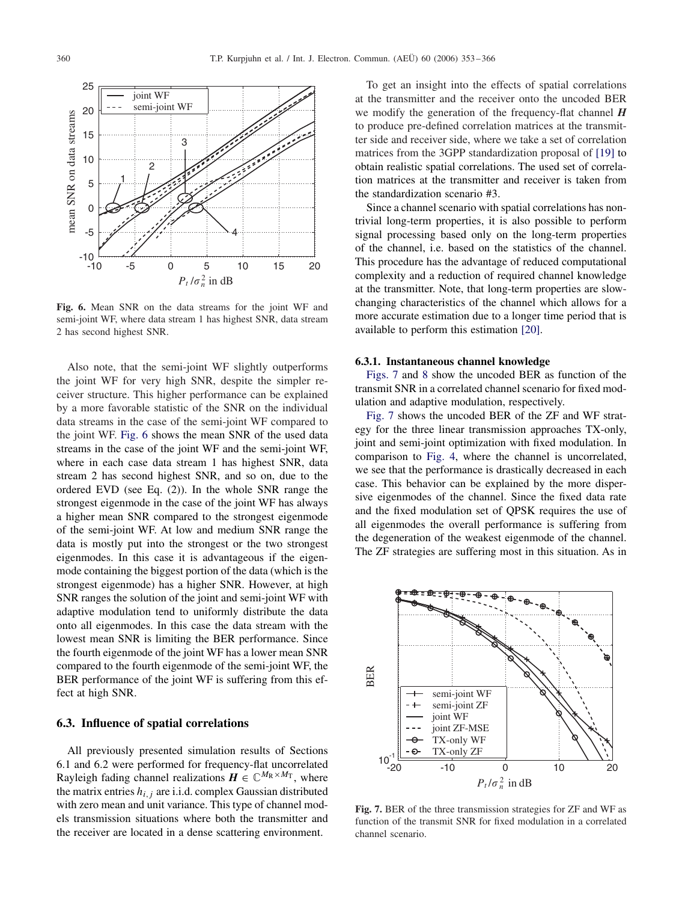25
20
15
10
5
0
-5
-10
-10 -5 0 5 10 15 20

mean SNR on data streams

$P_t/\sigma_n^2$ in dB

joint WF
semi-joint WF

1
2
3
4

**Fig. 6.** Mean SNR on the data streams for the joint WF and semi-joint WF, where data stream 1 has highest SNR, data stream 2 has second highest SNR.

Also note, that the semi-joint WF slightly outperforms the joint WF for very high SNR, despite the simpler receiver structure. This higher performance can be explained by a more favorable statistic of the SNR on the individual data streams in the case of the semi-joint WF compared to the joint WF. Fig. 6 shows the mean SNR of the used data streams in the case of the joint WF and the semi-joint WF, where in each case data stream 1 has highest SNR, data stream 2 has second highest SNR, and so on, due to the ordered EVD (see Eq. (2)). In the whole SNR range the strongest eigenmode in the case of the joint WF has always a higher mean SNR compared to the strongest eigenmode of the semi-joint WF. At low and medium SNR range the data is mostly put into the strongest or the two strongest eigenmodes. In this case it is advantageous if the eigenmode containing the biggest portion of the data (which is the strongest eigenmode) has a higher SNR. However, at high SNR ranges the solution of the joint and semi-joint WF with adaptive modulation tend to uniformly distribute the data onto all eigenmodes. In this case the data stream with the lowest mean SNR is limiting the BER performance. Since the fourth eigenmode of the joint WF has a lower mean SNR compared to the fourth eigenmode of the semi-joint WF, the BER performance of the joint WF is suffering from this effect at high SNR.

### 6.3. Influence of spatial correlations

All previously presented simulation results of Sections 6.1 and 6.2 were performed for frequency-flat uncorrelated Rayleigh fading channel realizations $\boldsymbol{H} \in \mathbb{C}^{M_R \times M_T}$, where the matrix entries $h_{i,j}$ are i.i.d. complex Gaussian distributed with zero mean and unit variance. This type of channel models transmission situations where both the transmitter and the receiver are located in a dense scattering environment.

To get an insight into the effects of spatial correlations at the transmitter and the receiver onto the uncoded BER we modify the generation of the frequency-flat channel $\boldsymbol{H}$ to produce pre-defined correlation matrices at the transmitter side and receiver side, where we take a set of correlation matrices from the 3GPP standardization proposal of [19] to obtain realistic spatial correlations. The used set of correlation matrices at the transmitter and receiver is taken from the standardization scenario #3.

Since a channel scenario with spatial correlations has nontrivial long-term properties, it is also possible to perform signal processing based only on the long-term properties of the channel, i.e. based on the statistics of the channel. This procedure has the advantage of reduced computational complexity and a reduction of required channel knowledge at the transmitter. Note, that long-term properties are slow-changing characteristics of the channel which allows for a more accurate estimation due to a longer time period that is available to perform this estimation [20].

#### 6.3.1. Instantaneous channel knowledge

Figs. 7 and 8 show the uncoded BER as function of the transmit SNR in a correlated channel scenario for fixed modulation and adaptive modulation, respectively.

Fig. 7 shows the uncoded BER of the ZF and WF strategy for the three linear transmission approaches TX-only, joint and semi-joint optimization with fixed modulation. In comparison to Fig. 4, where the channel is uncorrelated, we see that the performance is drastically decreased in each case. This behavior can be explained by the more dispersive eigenmodes of the channel. Since the fixed data rate and the fixed modulation set of QPSK requires the use of all eigenmodes the overall performance is suffering from the degeneration of the weakest eigenmode of the channel. The ZF strategies are suffering most in this situation. As in

BER

$10^{-1}$

-20 -10 0 10 20

$P_t/\sigma_n^2$ in dB

semi-joint WF
semi-joint ZF
joint WF
joint ZF-MSE
TX-only WF
TX-only ZF

**Fig. 7.** BER of the three transmission strategies for ZF and WF as function of the transmit SNR for fixed modulation in a correlated channel scenario.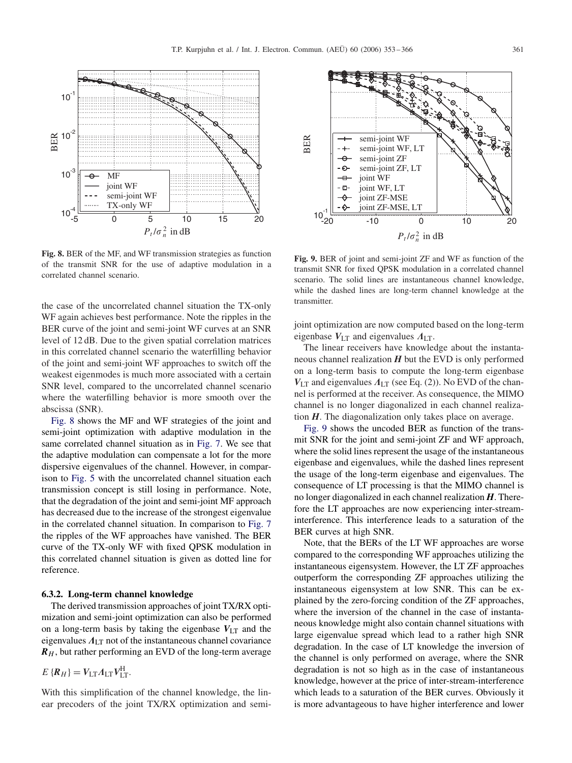BER

$10^{-1}$

$10^{-2}$

$10^{-3}$

$10^{-4}$

-5 0 5 10 15 20

$P_t/\sigma_n^2$ in dB

MF

joint WF

semi-joint WF

TX-only WF

**Fig. 8.** BER of the MF, and WF transmission strategies as function of the transmit SNR for the use of adaptive modulation in a correlated channel scenario.

BER

$10^{-1}$

-20 -10 0 10 20

$P_t/\sigma_n^2$ in dB

semi-joint WF

semi-joint WF, LT

semi-joint ZF

semi-joint ZF, LT

joint WF

joint WF, LT

joint ZF-MSE

joint ZF-MSE, LT

**Fig. 9.** BER of joint and semi-joint ZF and WF as function of the transmit SNR for fixed QPSK modulation in a correlated channel scenario. The solid lines are instantaneous channel knowledge, while the dashed lines are long-term channel knowledge at the transmitter.

the case of the uncorrelated channel situation the TX-only WF again achieves best performance. Note the ripples in the BER curve of the joint and semi-joint WF curves at an SNR level of 12 dB. Due to the given spatial correlation matrices in this correlated channel scenario the waterfilling behavior of the joint and semi-joint WF approaches to switch off the weakest eigenmodes is much more associated with a certain SNR level, compared to the uncorrelated channel scenario where the waterfilling behavior is more smooth over the abscissa (SNR).

Fig. 8 shows the MF and WF strategies of the joint and semi-joint optimization with adaptive modulation in the same correlated channel situation as in Fig. 7. We see that the adaptive modulation can compensate a lot for the more dispersive eigenvalues of the channel. However, in comparison to Fig. 5 with the uncorrelated channel situation each transmission concept is still losing in performance. Note, that the degradation of the joint and semi-joint MF approach has decreased due to the increase of the strongest eigenvalue in the correlated channel situation. In comparison to Fig. 7 the ripples of the WF approaches have vanished. The BER curve of the TX-only WF with fixed QPSK modulation in this correlated channel situation is given as dotted line for reference.

### 6.3.2. Long-term channel knowledge

The derived transmission approaches of joint TX/RX optimization and semi-joint optimization can also be performed on a long-term basis by taking the eigenbase $\boldsymbol{V}_{\mathrm{LT}}$ and the eigenvalues $\boldsymbol{\Lambda}_{\mathrm{LT}}$ not of the instantaneous channel covariance $\boldsymbol{R}_H$, but rather performing an EVD of the long-term average

$$E\{\boldsymbol{R}_H\} = \boldsymbol{V}_{\mathrm{LT}}\boldsymbol{\Lambda}_{\mathrm{LT}}\boldsymbol{V}_{\mathrm{LT}}^{\mathrm{H}}.$$

With this simplification of the channel knowledge, the linear precoders of the joint TX/RX optimization and semi-joint optimization are now computed based on the long-term eigenbase $\boldsymbol{V}_{\mathrm{LT}}$ and eigenvalues $\boldsymbol{\Lambda}_{\mathrm{LT}}$.

The linear receivers have knowledge about the instantaneous channel realization $\boldsymbol{H}$ but the EVD is only performed on a long-term basis to compute the long-term eigenbase $\boldsymbol{V}_{\mathrm{LT}}$ and eigenvalues $\boldsymbol{\Lambda}_{\mathrm{LT}}$ (see Eq. (2)). No EVD of the channel is performed at the receiver. As consequence, the MIMO channel is no longer diagonalized in each channel realization $\boldsymbol{H}$. The diagonalization only takes place on average.

Fig. 9 shows the uncoded BER as function of the transmit SNR for the joint and semi-joint ZF and WF approach, where the solid lines represent the usage of the instantaneous eigenbase and eigenvalues, while the dashed lines represent the usage of the long-term eigenbase and eigenvalues. The consequence of LT processing is that the MIMO channel is no longer diagonalized in each channel realization $\boldsymbol{H}$. Therefore the LT approaches are now experiencing inter-stream-interference. This interference leads to a saturation of the BER curves at high SNR.

Note, that the BERs of the LT WF approaches are worse compared to the corresponding WF approaches utilizing the instantaneous eigensystem. However, the LT ZF approaches outperform the corresponding ZF approaches utilizing the instantaneous eigensystem at low SNR. This can be explained by the zero-forcing condition of the ZF approaches, where the inversion of the channel in the case of instantaneous knowledge might also contain channel situations with large eigenvalue spread which lead to a rather high SNR degradation. In the case of LT knowledge the inversion of the channel is only performed on average, where the SNR degradation is not so high as in the case of instantaneous knowledge, however at the price of inter-stream-interference which leads to a saturation of the BER curves. Obviously it is more advantageous to have higher interference and lower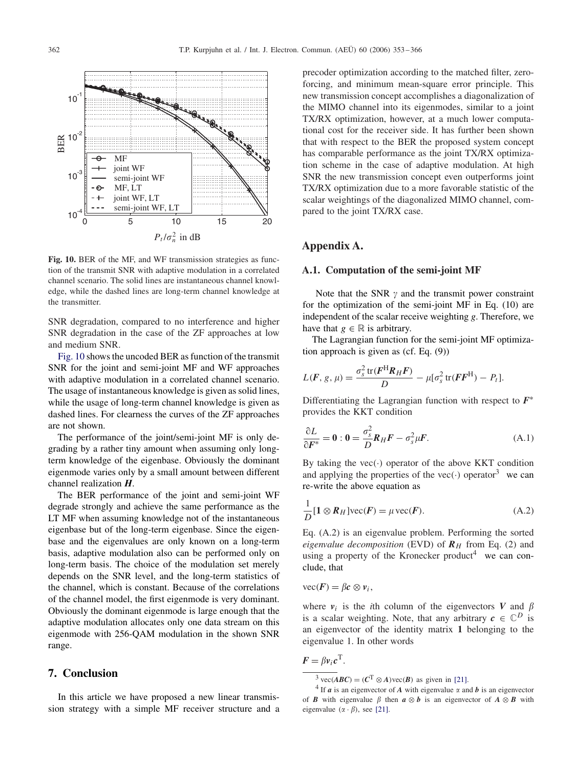BER

$10^{-1}$

$10^{-2}$

$10^{-3}$

$10^{-4}$

0 5 10 15 20

$P_t/\sigma_n^2$ in dB

MF

joint WF

semi-joint WF

MF, LT

joint WF, LT

semi-joint WF, LT

**Fig. 10.** BER of the MF, and WF transmission strategies as function of the transmit SNR with adaptive modulation in a correlated channel scenario. The solid lines are instantaneous channel knowledge, while the dashed lines are long-term channel knowledge at the transmitter.

SNR degradation, compared to no interference and higher SNR degradation in the case of the ZF approaches at low and medium SNR.

Fig. 10 shows the uncoded BER as function of the transmit SNR for the joint and semi-joint MF and WF approaches with adaptive modulation in a correlated channel scenario. The usage of instantaneous knowledge is given as solid lines, while the usage of long-term channel knowledge is given as dashed lines. For clearness the curves of the ZF approaches are not shown.

The performance of the joint/semi-joint MF is only degrading by a rather tiny amount when assuming only long-term knowledge of the eigenbase. Obviously the dominant eigenmode varies only by a small amount between different channel realization $\boldsymbol{H}$.

The BER performance of the joint and semi-joint WF degrade strongly and achieve the same performance as the LT MF when assuming knowledge not of the instantaneous eigenbase but of the long-term eigenbase. Since the eigenbase and the eigenvalues are only known on a long-term basis, adaptive modulation also can be performed only on long-term basis. The choice of the modulation set merely depends on the SNR level, and the long-term statistics of the channel, which is constant. Because of the correlations of the channel model, the first eigenmode is very dominant. Obviously the dominant eigenmode is large enough that the adaptive modulation allocates only one data stream on this eigenmode with 256-QAM modulation in the shown SNR range.

## 7. Conclusion

In this article we have proposed a new linear transmission strategy with a simple MF receiver structure and a precoder optimization according to the matched filter, zero-forcing, and minimum mean-square error principle. This new transmission concept accomplishes a diagonalization of the MIMO channel into its eigenmodes, similar to a joint TX/RX optimization, however, at a much lower computational cost for the receiver side. It has further been shown that with respect to the BER the proposed system concept has comparable performance as the joint TX/RX optimization scheme in the case of adaptive modulation. At high SNR the new transmission concept even outperforms joint TX/RX optimization due to a more favorable statistic of the scalar weightings of the diagonalized MIMO channel, compared to the joint TX/RX case.

## Appendix A.

### A.1. Computation of the semi-joint MF

Note that the SNR $\gamma$ and the transmit power constraint for the optimization of the semi-joint MF in Eq. (10) are independent of the scalar receive weighting $g$. Therefore, we have that $g \in \mathbb{R}$ is arbitrary.

The Lagrangian function for the semi-joint MF optimization approach is given as (cf. Eq. (9))

$$L(\boldsymbol{F}, g, \mu) = \frac{\sigma_s^2 \operatorname{tr}(\boldsymbol{F}^{\mathrm{H}} \boldsymbol{R}_H \boldsymbol{F})}{D} - \mu[\sigma_s^2 \operatorname{tr}(\boldsymbol{F}\boldsymbol{F}^{\mathrm{H}}) - P_t].$$

Differentiating the Lagrangian function with respect to $\boldsymbol{F}^*$ provides the KKT condition

$$\frac{\partial L}{\partial \boldsymbol{F}^*} = \mathbf{0} : \mathbf{0} = \frac{\sigma_s^2}{D} \boldsymbol{R}_H \boldsymbol{F} - \sigma_s^2 \mu \boldsymbol{F}. \tag{A.1}$$

By taking the vec$(\cdot)$ operator of the above KKT condition and applying the properties of the vec$(\cdot)$ operator[3] we can re-write the above equation as

$$\frac{1}{D}[\mathbf{1} \otimes \boldsymbol{R}_H]\operatorname{vec}(\boldsymbol{F}) = \mu \operatorname{vec}(\boldsymbol{F}). \tag{A.2}$$

Eq. (A.2) is an eigenvalue problem. Performing the sorted *eigenvalue decomposition* (EVD) of $\boldsymbol{R}_H$ from Eq. (2) and using a property of the Kronecker product[4] we can conclude, that

$$\operatorname{vec}(\boldsymbol{F}) = \beta \boldsymbol{c} \otimes \boldsymbol{v}_i,$$

where $\boldsymbol{v}_i$ is the $i$th column of the eigenvectors $\boldsymbol{V}$ and $\beta$ is a scalar weighting. Note, that any arbitrary $\boldsymbol{c} \in \mathbb{C}^D$ is an eigenvector of the identity matrix $\mathbf{1}$ belonging to the eigenvalue 1. In other words

$$\boldsymbol{F} = \beta \boldsymbol{v}_i \boldsymbol{c}^{\mathrm{T}}.$$

[3] $\operatorname{vec}(\boldsymbol{ABC}) = (\boldsymbol{C}^{\mathrm{T}} \otimes \boldsymbol{A})\operatorname{vec}(\boldsymbol{B})$ as given in [21].

[4] If $\boldsymbol{a}$ is an eigenvector of $\boldsymbol{A}$ with eigenvalue $\alpha$ and $\boldsymbol{b}$ is an eigenvector of $\boldsymbol{B}$ with eigenvalue $\beta$ then $\boldsymbol{a} \otimes \boldsymbol{b}$ is an eigenvector of $\boldsymbol{A} \otimes \boldsymbol{B}$ with eigenvalue $(\alpha \cdot \beta)$, see [21].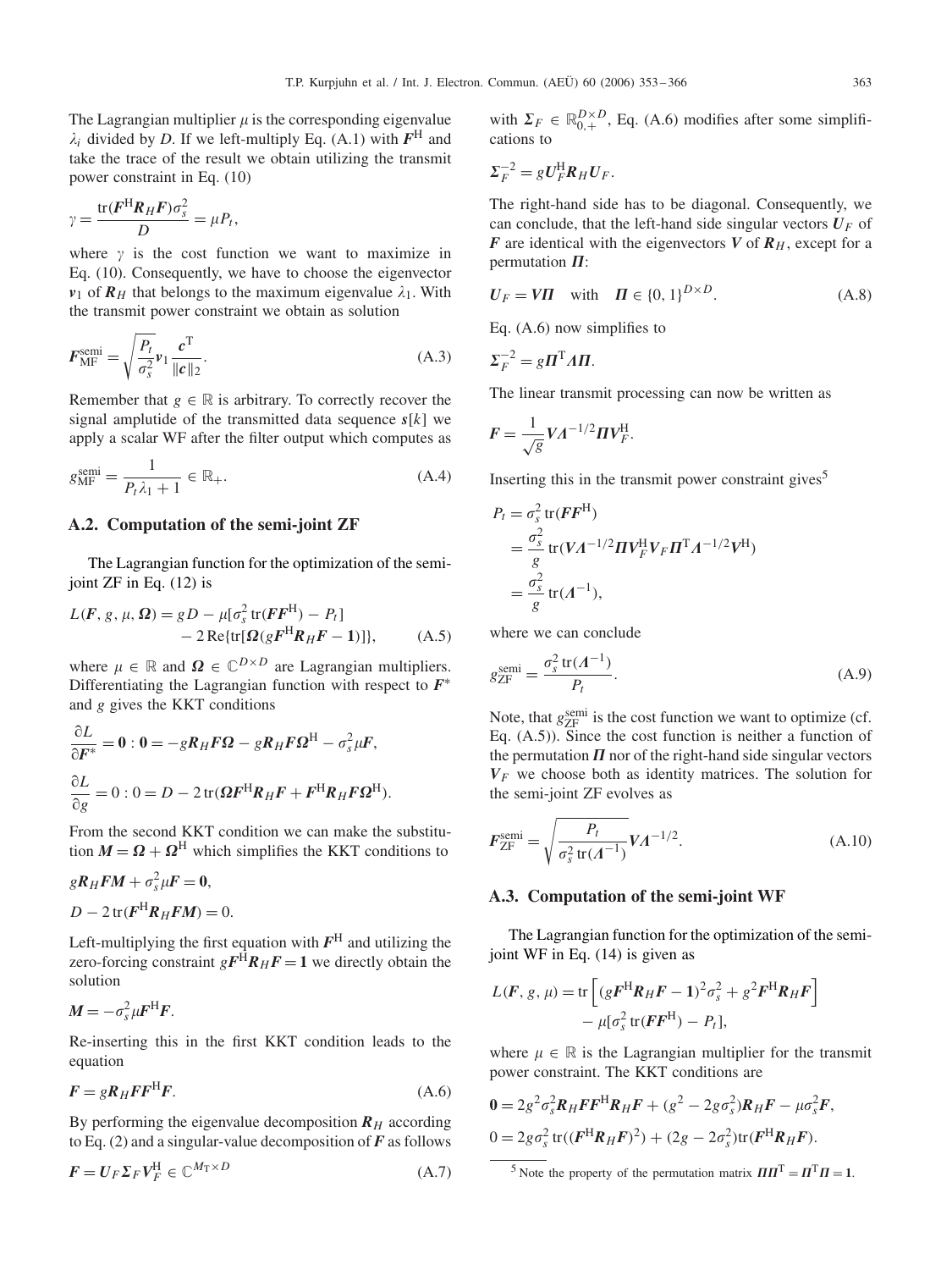The Lagrangian multiplier $\mu$ is the corresponding eigenvalue $\lambda_i$ divided by $D$. If we left-multiply Eq. (A.1) with $\boldsymbol{F}^{\mathrm{H}}$ and take the trace of the result we obtain utilizing the transmit power constraint in Eq. (10)

$$\gamma = \frac{\operatorname{tr}(\boldsymbol{F}^{\mathrm{H}}\boldsymbol{R}_H\boldsymbol{F})\sigma_s^2}{D} = \mu P_t,$$

where $\gamma$ is the cost function we want to maximize in Eq. (10). Consequently, we have to choose the eigenvector $\boldsymbol{v}_1$ of $\boldsymbol{R}_H$ that belongs to the maximum eigenvalue $\lambda_1$. With the transmit power constraint we obtain as solution

$$\boldsymbol{F}_{\mathrm{MF}}^{\mathrm{semi}} = \sqrt{\frac{P_t}{\sigma_s^2}}\boldsymbol{v}_1 \frac{\boldsymbol{c}^{\mathrm{T}}}{\|\boldsymbol{c}\|_2}. \tag{A.3}$$

Remember that $g \in \mathbb{R}$ is arbitrary. To correctly recover the signal amplitude of the transmitted data sequence $\boldsymbol{s}[k]$ we apply a scalar WF after the filter output which computes as

$$g_{\mathrm{MF}}^{\mathrm{semi}} = \frac{1}{P_t\lambda_1 + 1} \in \mathbb{R}_+. \tag{A.4}$$

## A.2. Computation of the semi-joint ZF

The Lagrangian function for the optimization of the semi-joint ZF in Eq. (12) is

$$\begin{aligned} L(\boldsymbol{F}, g, \mu, \boldsymbol{\Omega}) = {} & gD - \mu[\sigma_s^2 \operatorname{tr}(\boldsymbol{F}\boldsymbol{F}^{\mathrm{H}}) - P_t] \\ & - 2\operatorname{Re}\{\operatorname{tr}[\boldsymbol{\Omega}(g\boldsymbol{F}^{\mathrm{H}}\boldsymbol{R}_H\boldsymbol{F} - \mathbf{1})]\}, \end{aligned} \tag{A.5}$$

where $\mu \in \mathbb{R}$ and $\boldsymbol{\Omega} \in \mathbb{C}^{D\times D}$ are Lagrangian multipliers. Differentiating the Lagrangian function with respect to $\boldsymbol{F}^*$ and $g$ gives the KKT conditions

$$\frac{\partial L}{\partial \boldsymbol{F}^*} = \mathbf{0} : \mathbf{0} = -g\boldsymbol{R}_H\boldsymbol{F}\boldsymbol{\Omega} - g\boldsymbol{R}_H\boldsymbol{F}\boldsymbol{\Omega}^{\mathrm{H}} - \sigma_s^2\mu\boldsymbol{F},$$

$$\frac{\partial L}{\partial g} = 0 : 0 = D - 2\operatorname{tr}(\boldsymbol{\Omega}\boldsymbol{F}^{\mathrm{H}}\boldsymbol{R}_H\boldsymbol{F} + \boldsymbol{F}^{\mathrm{H}}\boldsymbol{R}_H\boldsymbol{F}\boldsymbol{\Omega}^{\mathrm{H}}).$$

From the second KKT condition we can make the substitution $\boldsymbol{M} = \boldsymbol{\Omega} + \boldsymbol{\Omega}^{\mathrm{H}}$ which simplifies the KKT conditions to

$$g\boldsymbol{R}_H\boldsymbol{F}\boldsymbol{M} + \sigma_s^2\mu\boldsymbol{F} = \mathbf{0},$$

$$D - 2\operatorname{tr}(\boldsymbol{F}^{\mathrm{H}}\boldsymbol{R}_H\boldsymbol{F}\boldsymbol{M}) = 0.$$

Left-multiplying the first equation with $\boldsymbol{F}^{\mathrm{H}}$ and utilizing the zero-forcing constraint $g\boldsymbol{F}^{\mathrm{H}}\boldsymbol{R}_H\boldsymbol{F} = \mathbf{1}$ we directly obtain the solution

$$\boldsymbol{M} = -\sigma_s^2\mu\boldsymbol{F}^{\mathrm{H}}\boldsymbol{F}.$$

Re-inserting this in the first KKT condition leads to the equation

$$\boldsymbol{F} = g\boldsymbol{R}_H\boldsymbol{F}\boldsymbol{F}^{\mathrm{H}}\boldsymbol{F}. \tag{A.6}$$

By performing the eigenvalue decomposition $\boldsymbol{R}_H$ according to Eq. (2) and a singular-value decomposition of $\boldsymbol{F}$ as follows

$$\boldsymbol{F} = \boldsymbol{U}_F\boldsymbol{\Sigma}_F\boldsymbol{V}_F^{\mathrm{H}} \in \mathbb{C}^{M_{\mathrm{T}}\times D} \tag{A.7}$$

with $\boldsymbol{\Sigma}_F \in \mathbb{R}_{0,+}^{D\times D}$, Eq. (A.6) modifies after some simplifications to

$$\boldsymbol{\Sigma}_F^{-2} = g\boldsymbol{U}_F^{\mathrm{H}}\boldsymbol{R}_H\boldsymbol{U}_F.$$

The right-hand side has to be diagonal. Consequently, we can conclude, that the left-hand side singular vectors $\boldsymbol{U}_F$ of $\boldsymbol{F}$ are identical with the eigenvectors $\boldsymbol{V}$ of $\boldsymbol{R}_H$, except for a permutation $\boldsymbol{\Pi}$:

$$\boldsymbol{U}_F = \boldsymbol{V}\boldsymbol{\Pi} \quad \text{with} \quad \boldsymbol{\Pi} \in \{0,1\}^{D\times D}. \tag{A.8}$$

Eq. (A.6) now simplifies to

$$\boldsymbol{\Sigma}_F^{-2} = g\boldsymbol{\Pi}^{\mathrm{T}}\boldsymbol{\Lambda}\boldsymbol{\Pi}.$$

The linear transmit processing can now be written as

$$\boldsymbol{F} = \frac{1}{\sqrt{g}}\boldsymbol{V}\boldsymbol{\Lambda}^{-1/2}\boldsymbol{\Pi}\boldsymbol{V}_F^{\mathrm{H}}.$$

Inserting this in the transmit power constraint gives[5]

$$\begin{aligned} P_t &= \sigma_s^2 \operatorname{tr}(\boldsymbol{F}\boldsymbol{F}^{\mathrm{H}}) \\ &= \frac{\sigma_s^2}{g}\operatorname{tr}(\boldsymbol{V}\boldsymbol{\Lambda}^{-1/2}\boldsymbol{\Pi}\boldsymbol{V}_F^{\mathrm{H}}\boldsymbol{V}_F\boldsymbol{\Pi}^{\mathrm{T}}\boldsymbol{\Lambda}^{-1/2}\boldsymbol{V}^{\mathrm{H}}) \\ &= \frac{\sigma_s^2}{g}\operatorname{tr}(\boldsymbol{\Lambda}^{-1}), \end{aligned}$$

where we can conclude

$$g_{\mathrm{ZF}}^{\mathrm{semi}} = \frac{\sigma_s^2 \operatorname{tr}(\boldsymbol{\Lambda}^{-1})}{P_t}. \tag{A.9}$$

Note, that $g_{\mathrm{ZF}}^{\mathrm{semi}}$ is the cost function we want to optimize (cf. Eq. (A.5)). Since the cost function is neither a function of the permutation $\boldsymbol{\Pi}$ nor of the right-hand side singular vectors $\boldsymbol{V}_F$ we choose both as identity matrices. The solution for the semi-joint ZF evolves as

$$\boldsymbol{F}_{\mathrm{ZF}}^{\mathrm{semi}} = \sqrt{\frac{P_t}{\sigma_s^2 \operatorname{tr}(\boldsymbol{\Lambda}^{-1})}}\boldsymbol{V}\boldsymbol{\Lambda}^{-1/2}. \tag{A.10}$$

## A.3. Computation of the semi-joint WF

The Lagrangian function for the optimization of the semi-joint WF in Eq. (14) is given as

$$\begin{aligned} L(\boldsymbol{F}, g, \mu) = {} & \operatorname{tr}\left[(g\boldsymbol{F}^{\mathrm{H}}\boldsymbol{R}_H\boldsymbol{F} - \mathbf{1})^2\sigma_s^2 + g^2\boldsymbol{F}^{\mathrm{H}}\boldsymbol{R}_H\boldsymbol{F}\right] \\ & - \mu[\sigma_s^2 \operatorname{tr}(\boldsymbol{F}\boldsymbol{F}^{\mathrm{H}}) - P_t], \end{aligned}$$

where $\mu \in \mathbb{R}$ is the Lagrangian multiplier for the transmit power constraint. The KKT conditions are

$$\mathbf{0} = 2g^2\sigma_s^2\boldsymbol{R}_H\boldsymbol{F}\boldsymbol{F}^{\mathrm{H}}\boldsymbol{R}_H\boldsymbol{F} + (g^2 - 2g\sigma_s^2)\boldsymbol{R}_H\boldsymbol{F} - \mu\sigma_s^2\boldsymbol{F},$$

$$0 = 2g\sigma_s^2 \operatorname{tr}((\boldsymbol{F}^{\mathrm{H}}\boldsymbol{R}_H\boldsymbol{F})^2) + (2g - 2\sigma_s^2)\operatorname{tr}(\boldsymbol{F}^{\mathrm{H}}\boldsymbol{R}_H\boldsymbol{F}).$$

[5] Note the property of the permutation matrix $\boldsymbol{\Pi}\boldsymbol{\Pi}^{\mathrm{T}} = \boldsymbol{\Pi}^{\mathrm{T}}\boldsymbol{\Pi} = \mathbf{1}$.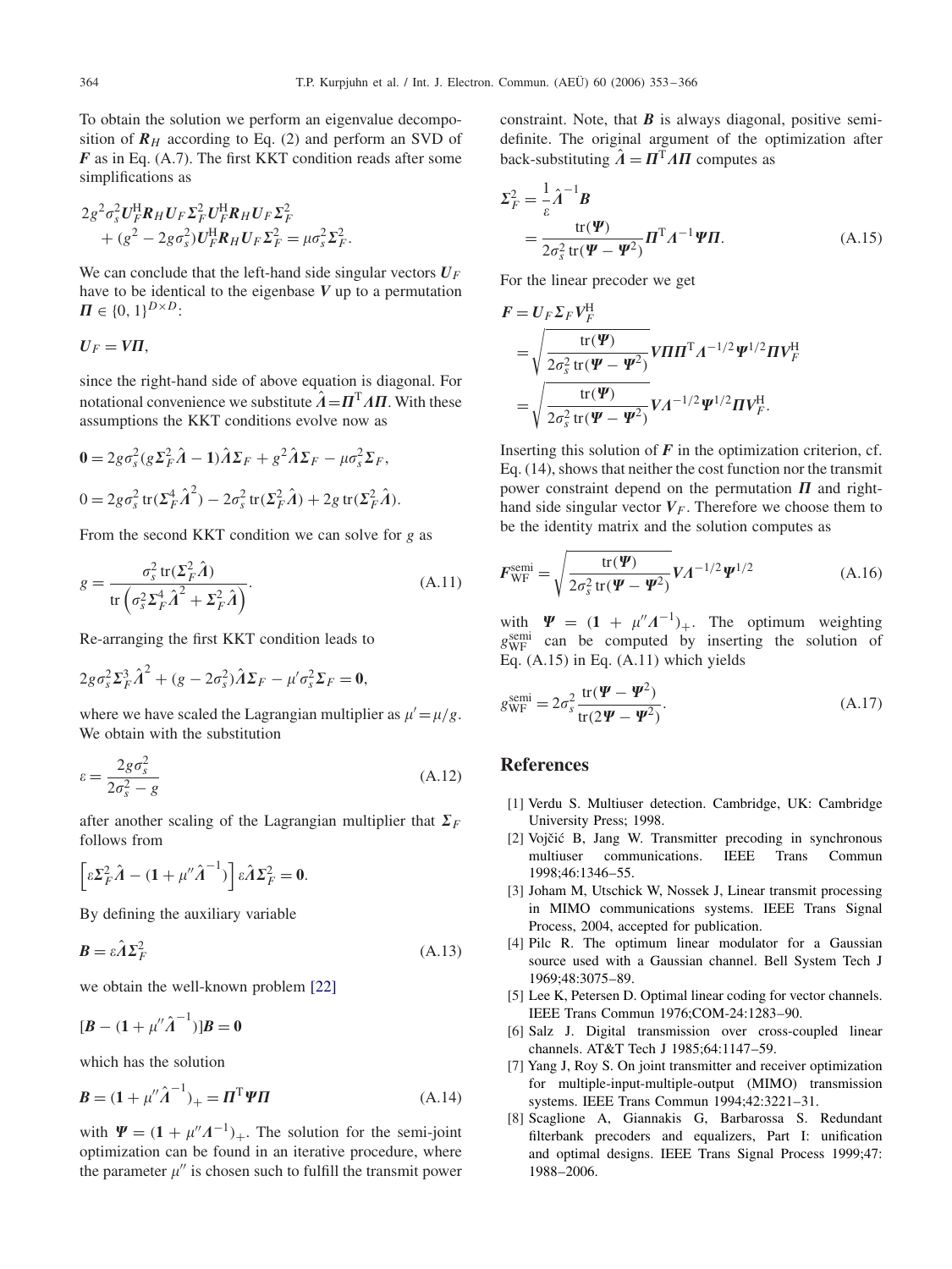To obtain the solution we perform an eigenvalue decomposition of $\boldsymbol{R}_H$ according to Eq. (2) and perform an SVD of $\boldsymbol{F}$ as in Eq. (A.7). The first KKT condition reads after some simplifications as

$$2g^2\sigma_s^2 \boldsymbol{U}_F^{\mathrm{H}}\boldsymbol{R}_H\boldsymbol{U}_F\boldsymbol{\Sigma}_F^2\boldsymbol{U}_F^{\mathrm{H}}\boldsymbol{R}_H\boldsymbol{U}_F\boldsymbol{\Sigma}_F^2 + (g^2 - 2g\sigma_s^2)\boldsymbol{U}_F^{\mathrm{H}}\boldsymbol{R}_H\boldsymbol{U}_F\boldsymbol{\Sigma}_F^2 = \mu\sigma_s^2\boldsymbol{\Sigma}_F^2.$$

We can conclude that the left-hand side singular vectors $\boldsymbol{U}_F$ have to be identical to the eigenbase $\boldsymbol{V}$ up to a permutation $\boldsymbol{\Pi} \in \{0,1\}^{D\times D}$:

$$\boldsymbol{U}_F = \boldsymbol{V}\boldsymbol{\Pi},$$

since the right-hand side of above equation is diagonal. For notational convenience we substitute $\hat{\boldsymbol{\Lambda}} = \boldsymbol{\Pi}^{\mathrm{T}}\boldsymbol{\Lambda}\boldsymbol{\Pi}$. With these assumptions the KKT conditions evolve now as

$$\boldsymbol{0} = 2g\sigma_s^2(g\boldsymbol{\Sigma}_F^2\hat{\boldsymbol{\Lambda}} - \boldsymbol{1})\hat{\boldsymbol{\Lambda}}\boldsymbol{\Sigma}_F + g^2\hat{\boldsymbol{\Lambda}}\boldsymbol{\Sigma}_F - \mu\sigma_s^2\boldsymbol{\Sigma}_F,$$

$$0 = 2g\sigma_s^2\,\mathrm{tr}(\boldsymbol{\Sigma}_F^4\hat{\boldsymbol{\Lambda}}^2) - 2\sigma_s^2\,\mathrm{tr}(\boldsymbol{\Sigma}_F^2\hat{\boldsymbol{\Lambda}}) + 2g\,\mathrm{tr}(\boldsymbol{\Sigma}_F^2\hat{\boldsymbol{\Lambda}}).$$

From the second KKT condition we can solve for $g$ as

$$g = \frac{\sigma_s^2\,\mathrm{tr}(\boldsymbol{\Sigma}_F^2\hat{\boldsymbol{\Lambda}})}{\mathrm{tr}\left(\sigma_s^2\boldsymbol{\Sigma}_F^4\hat{\boldsymbol{\Lambda}}^2 + \boldsymbol{\Sigma}_F^2\hat{\boldsymbol{\Lambda}}\right)}. \tag{A.11}$$

Re-arranging the first KKT condition leads to

$$2g\sigma_s^2\boldsymbol{\Sigma}_F^3\hat{\boldsymbol{\Lambda}}^2 + (g - 2\sigma_s^2)\hat{\boldsymbol{\Lambda}}\boldsymbol{\Sigma}_F - \mu'\sigma_s^2\boldsymbol{\Sigma}_F = \boldsymbol{0},$$

where we have scaled the Lagrangian multiplier as $\mu' = \mu/g$. We obtain with the substitution

$$\varepsilon = \frac{2g\sigma_s^2}{2\sigma_s^2 - g} \tag{A.12}$$

after another scaling of the Lagrangian multiplier that $\boldsymbol{\Sigma}_F$ follows from

$$\left[\varepsilon\boldsymbol{\Sigma}_F^2\hat{\boldsymbol{\Lambda}} - (\boldsymbol{1} + \mu''\hat{\boldsymbol{\Lambda}}^{-1})\right]\varepsilon\hat{\boldsymbol{\Lambda}}\boldsymbol{\Sigma}_F^2 = \boldsymbol{0}.$$

By defining the auxiliary variable

$$\boldsymbol{B} = \varepsilon\hat{\boldsymbol{\Lambda}}\boldsymbol{\Sigma}_F^2 \tag{A.13}$$

we obtain the well-known problem [22]

$$[\boldsymbol{B} - (\boldsymbol{1} + \mu''\hat{\boldsymbol{\Lambda}}^{-1})]\boldsymbol{B} = \boldsymbol{0}$$

which has the solution

$$\boldsymbol{B} = (\boldsymbol{1} + \mu''\hat{\boldsymbol{\Lambda}}^{-1})_+ = \boldsymbol{\Pi}^{\mathrm{T}}\boldsymbol{\Psi}\boldsymbol{\Pi} \tag{A.14}$$

with $\boldsymbol{\Psi} = (\boldsymbol{1} + \mu''\boldsymbol{\Lambda}^{-1})_+$. The solution for the semi-joint optimization can be found in an iterative procedure, where the parameter $\mu''$ is chosen such to fulfill the transmit power constraint. Note, that $\boldsymbol{B}$ is always diagonal, positive semi-definite. The original argument of the optimization after back-substituting $\hat{\boldsymbol{\Lambda}} = \boldsymbol{\Pi}^{\mathrm{T}}\boldsymbol{\Lambda}\boldsymbol{\Pi}$ computes as

$$\begin{aligned}\boldsymbol{\Sigma}_F^2 &= \frac{1}{\varepsilon}\hat{\boldsymbol{\Lambda}}^{-1}\boldsymbol{B} \\ &= \frac{\mathrm{tr}(\boldsymbol{\Psi})}{2\sigma_s^2\,\mathrm{tr}(\boldsymbol{\Psi} - \boldsymbol{\Psi}^2)}\boldsymbol{\Pi}^{\mathrm{T}}\boldsymbol{\Lambda}^{-1}\boldsymbol{\Psi}\boldsymbol{\Pi}.\end{aligned} \tag{A.15}$$

For the linear precoder we get

$$\begin{aligned}\boldsymbol{F} &= \boldsymbol{U}_F\boldsymbol{\Sigma}_F\boldsymbol{V}_F^{\mathrm{H}} \\ &= \sqrt{\frac{\mathrm{tr}(\boldsymbol{\Psi})}{2\sigma_s^2\,\mathrm{tr}(\boldsymbol{\Psi} - \boldsymbol{\Psi}^2)}}\boldsymbol{V}\boldsymbol{\Pi}\boldsymbol{\Pi}^{\mathrm{T}}\boldsymbol{\Lambda}^{-1/2}\boldsymbol{\Psi}^{1/2}\boldsymbol{\Pi}\boldsymbol{V}_F^{\mathrm{H}} \\ &= \sqrt{\frac{\mathrm{tr}(\boldsymbol{\Psi})}{2\sigma_s^2\,\mathrm{tr}(\boldsymbol{\Psi} - \boldsymbol{\Psi}^2)}}\boldsymbol{V}\boldsymbol{\Lambda}^{-1/2}\boldsymbol{\Psi}^{1/2}\boldsymbol{\Pi}\boldsymbol{V}_F^{\mathrm{H}}.\end{aligned}$$

Inserting this solution of $\boldsymbol{F}$ in the optimization criterion, cf. Eq. (14), shows that neither the cost function nor the transmit power constraint depend on the permutation $\boldsymbol{\Pi}$ and right-hand side singular vector $\boldsymbol{V}_F$. Therefore we choose them to be the identity matrix and the solution computes as

$$\boldsymbol{F}_{\mathrm{WF}}^{\mathrm{semi}} = \sqrt{\frac{\mathrm{tr}(\boldsymbol{\Psi})}{2\sigma_s^2\,\mathrm{tr}(\boldsymbol{\Psi} - \boldsymbol{\Psi}^2)}}\boldsymbol{V}\boldsymbol{\Lambda}^{-1/2}\boldsymbol{\Psi}^{1/2} \tag{A.16}$$

with $\boldsymbol{\Psi} = (\boldsymbol{1} + \mu''\boldsymbol{\Lambda}^{-1})_+$. The optimum weighting $g_{\mathrm{WF}}^{\mathrm{semi}}$ can be computed by inserting the solution of Eq. (A.15) in Eq. (A.11) which yields

$$g_{\mathrm{WF}}^{\mathrm{semi}} = 2\sigma_s^2\frac{\mathrm{tr}(\boldsymbol{\Psi} - \boldsymbol{\Psi}^2)}{\mathrm{tr}(2\boldsymbol{\Psi} - \boldsymbol{\Psi}^2)}. \tag{A.17}$$

## References

[1] Verdu S. Multiuser detection. Cambridge, UK: Cambridge University Press; 1998.

[2] Vojčić B, Jang W. Transmitter precoding in synchronous multiuser communications. IEEE Trans Commun 1998;46:1346–55.

[3] Joham M, Utschick W, Nossek J, Linear transmit processing in MIMO communications systems. IEEE Trans Signal Process, 2004, accepted for publication.

[4] Pilc R. The optimum linear modulator for a Gaussian source used with a Gaussian channel. Bell System Tech J 1969;48:3075–89.

[5] Lee K, Petersen D. Optimal linear coding for vector channels. IEEE Trans Commun 1976;COM-24:1283–90.

[6] Salz J. Digital transmission over cross-coupled linear channels. AT&T Tech J 1985;64:1147–59.

[7] Yang J, Roy S. On joint transmitter and receiver optimization for multiple-input-multiple-output (MIMO) transmission systems. IEEE Trans Commun 1994;42:3221–31.

[8] Scaglione A, Giannakis G, Barbarossa S. Redundant filterbank precoders and equalizers, Part I: unification and optimal designs. IEEE Trans Signal Process 1999;47: 1988–2006.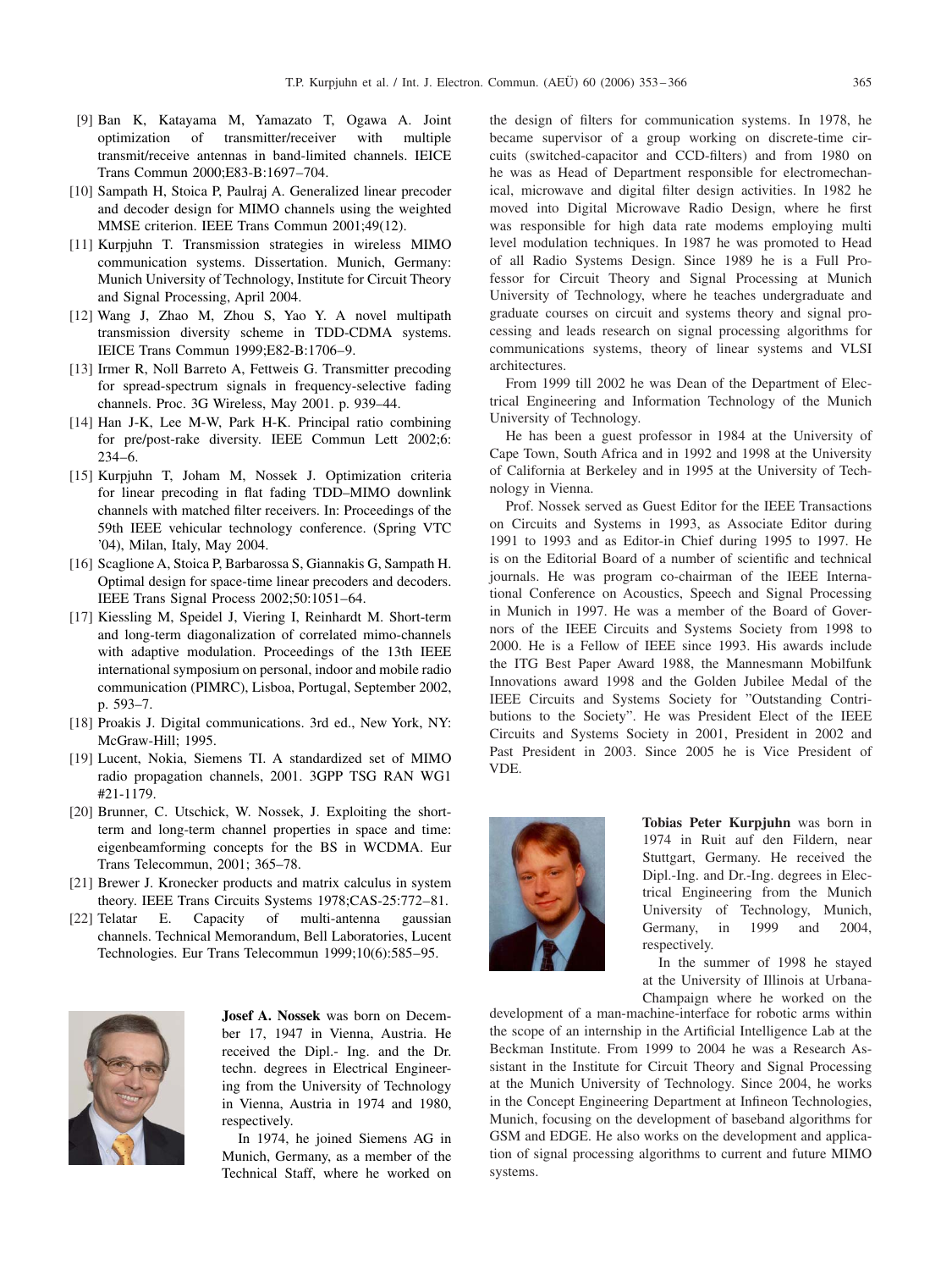[9] Ban K, Katayama M, Yamazato T, Ogawa A. Joint optimization of transmitter/receiver with multiple transmit/receive antennas in band-limited channels. IEICE Trans Commun 2000;E83-B:1697–704.

[10] Sampath H, Stoica P, Paulraj A. Generalized linear precoder and decoder design for MIMO channels using the weighted MMSE criterion. IEEE Trans Commun 2001;49(12).

[11] Kurpjuhn T. Transmission strategies in wireless MIMO communication systems. Dissertation. Munich, Germany: Munich University of Technology, Institute for Circuit Theory and Signal Processing, April 2004.

[12] Wang J, Zhao M, Zhou S, Yao Y. A novel multipath transmission diversity scheme in TDD-CDMA systems. IEICE Trans Commun 1999;E82-B:1706–9.

[13] Irmer R, Noll Barreto A, Fettweis G. Transmitter precoding for spread-spectrum signals in frequency-selective fading channels. Proc. 3G Wireless, May 2001. p. 939–44.

[14] Han J-K, Lee M-W, Park H-K. Principal ratio combining for pre/post-rake diversity. IEEE Commun Lett 2002;6: 234–6.

[15] Kurpjuhn T, Joham M, Nossek J. Optimization criteria for linear precoding in flat fading TDD–MIMO downlink channels with matched filter receivers. In: Proceedings of the 59th IEEE vehicular technology conference. (Spring VTC '04), Milan, Italy, May 2004.

[16] Scaglione A, Stoica P, Barbarossa S, Giannakis G, Sampath H. Optimal design for space-time linear precoders and decoders. IEEE Trans Signal Process 2002;50:1051–64.

[17] Kiessling M, Speidel J, Viering I, Reinhardt M. Short-term and long-term diagonalization of correlated mimo-channels with adaptive modulation. Proceedings of the 13th IEEE international symposium on personal, indoor and mobile radio communication (PIMRC), Lisboa, Portugal, September 2002, p. 593–7.

[18] Proakis J. Digital communications. 3rd ed., New York, NY: McGraw-Hill; 1995.

[19] Lucent, Nokia, Siemens TI. A standardized set of MIMO radio propagation channels, 2001. 3GPP TSG RAN WG1 #21-1179.

[20] Brunner, C. Utschick, W. Nossek, J. Exploiting the short-term and long-term channel properties in space and time: eigenbeamforming concepts for the BS in WCDMA. Eur Trans Telecommun, 2001; 365–78.

[21] Brewer J. Kronecker products and matrix calculus in system theory. IEEE Trans Circuits Systems 1978;CAS-25:772–81.

[22] Telatar E. Capacity of multi-antenna gaussian channels. Technical Memorandum, Bell Laboratories, Lucent Technologies. Eur Trans Telecommun 1999;10(6):585–95.

**Josef A. Nossek** was born on December 17, 1947 in Vienna, Austria. He received the Dipl.- Ing. and the Dr. techn. degrees in Electrical Engineering from the University of Technology in Vienna, Austria in 1974 and 1980, respectively.

In 1974, he joined Siemens AG in Munich, Germany, as a member of the Technical Staff, where he worked on the design of filters for communication systems. In 1978, he became supervisor of a group working on discrete-time circuits (switched-capacitor and CCD-filters) and from 1980 on he was as Head of Department responsible for electromechanical, microwave and digital filter design activities. In 1982 he moved into Digital Microwave Radio Design, where he first was responsible for high data rate modems employing multi level modulation techniques. In 1987 he was promoted to Head of all Radio Systems Design. Since 1989 he is a Full Professor for Circuit Theory and Signal Processing at Munich University of Technology, where he teaches undergraduate and graduate courses on circuit and systems theory and signal processing and leads research on signal processing algorithms for communications systems, theory of linear systems and VLSI architectures.

From 1999 till 2002 he was Dean of the Department of Electrical Engineering and Information Technology of the Munich University of Technology.

He has been a guest professor in 1984 at the University of Cape Town, South Africa and in 1992 and 1998 at the University of California at Berkeley and in 1995 at the University of Technology in Vienna.

Prof. Nossek served as Guest Editor for the IEEE Transactions on Circuits and Systems in 1993, as Associate Editor during 1991 to 1993 and as Editor-in Chief during 1995 to 1997. He is on the Editorial Board of a number of scientific and technical journals. He was program co-chairman of the IEEE International Conference on Acoustics, Speech and Signal Processing in Munich in 1997. He was a member of the Board of Governors of the IEEE Circuits and Systems Society from 1998 to 2000. He is a Fellow of IEEE since 1993. His awards include the ITG Best Paper Award 1988, the Mannesmann Mobilfunk Innovations award 1998 and the Golden Jubilee Medal of the IEEE Circuits and Systems Society for "Outstanding Contributions to the Society". He was President Elect of the IEEE Circuits and Systems Society in 2001, President in 2002 and Past President in 2003. Since 2005 he is Vice President of VDE.

**Tobias Peter Kurpjuhn** was born in 1974 in Ruit auf den Fildern, near Stuttgart, Germany. He received the Dipl.-Ing. and Dr.-Ing. degrees in Electrical Engineering from the Munich University of Technology, Munich, Germany, in 1999 and 2004, respectively.

In the summer of 1998 he stayed at the University of Illinois at Urbana-Champaign where he worked on the development of a man-machine-interface for robotic arms within the scope of an internship in the Artificial Intelligence Lab at the Beckman Institute. From 1999 to 2004 he was a Research Assistant in the Institute for Circuit Theory and Signal Processing at the Munich University of Technology. Since 2004, he works in the Concept Engineering Department at Infineon Technologies, Munich, focusing on the development of baseband algorithms for GSM and EDGE. He also works on the development and application of signal processing algorithms to current and future MIMO systems.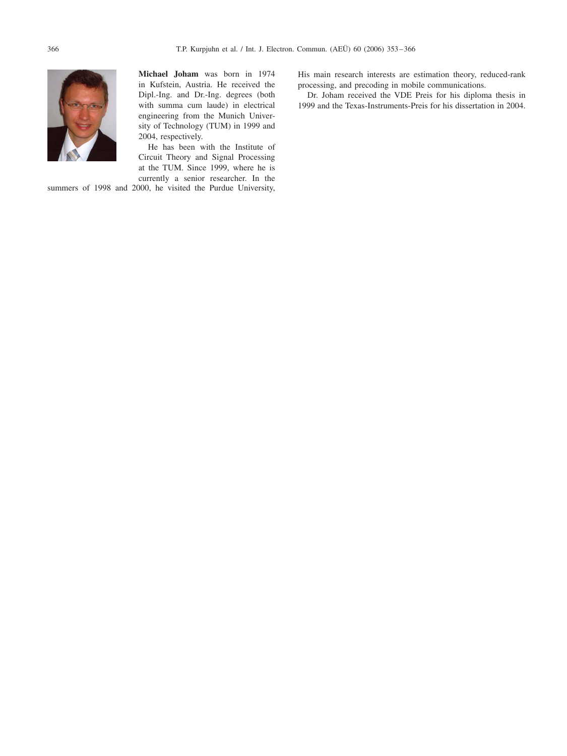**Michael Joham** was born in 1974 in Kufstein, Austria. He received the Dipl.-Ing. and Dr.-Ing. degrees (both with summa cum laude) in electrical engineering from the Munich University of Technology (TUM) in 1999 and 2004, respectively.

He has been with the Institute of Circuit Theory and Signal Processing at the TUM. Since 1999, where he is currently a senior researcher. In the summers of 1998 and 2000, he visited the Purdue University, His main research interests are estimation theory, reduced-rank processing, and precoding in mobile communications.

Dr. Joham received the VDE Preis for his diploma thesis in 1999 and the Texas-Instruments-Preis for his dissertation in 2004.